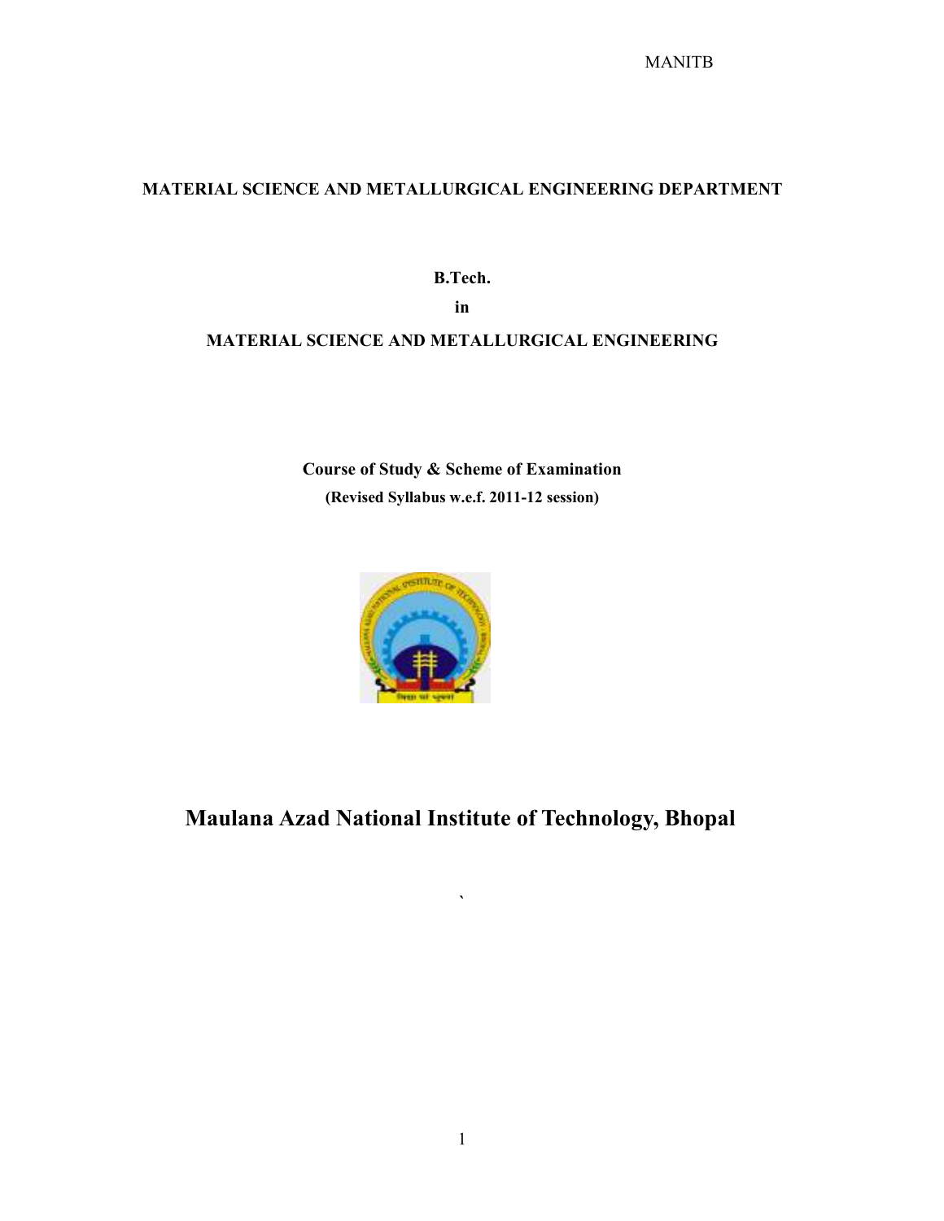**MATERIAL SCIENCE AND METALLURGICAL ENGINEERING DEPARTMENT**

**B.Tech.**

**in**

**MATERIAL SCIENCE AND METALLURGICAL ENGINEERING**

**Course of Study & Scheme of Examination**

**(Revised Syllabus w.e.f. 2011-12 session)**

# Maulana Azad National Institute of Technology, Bhopal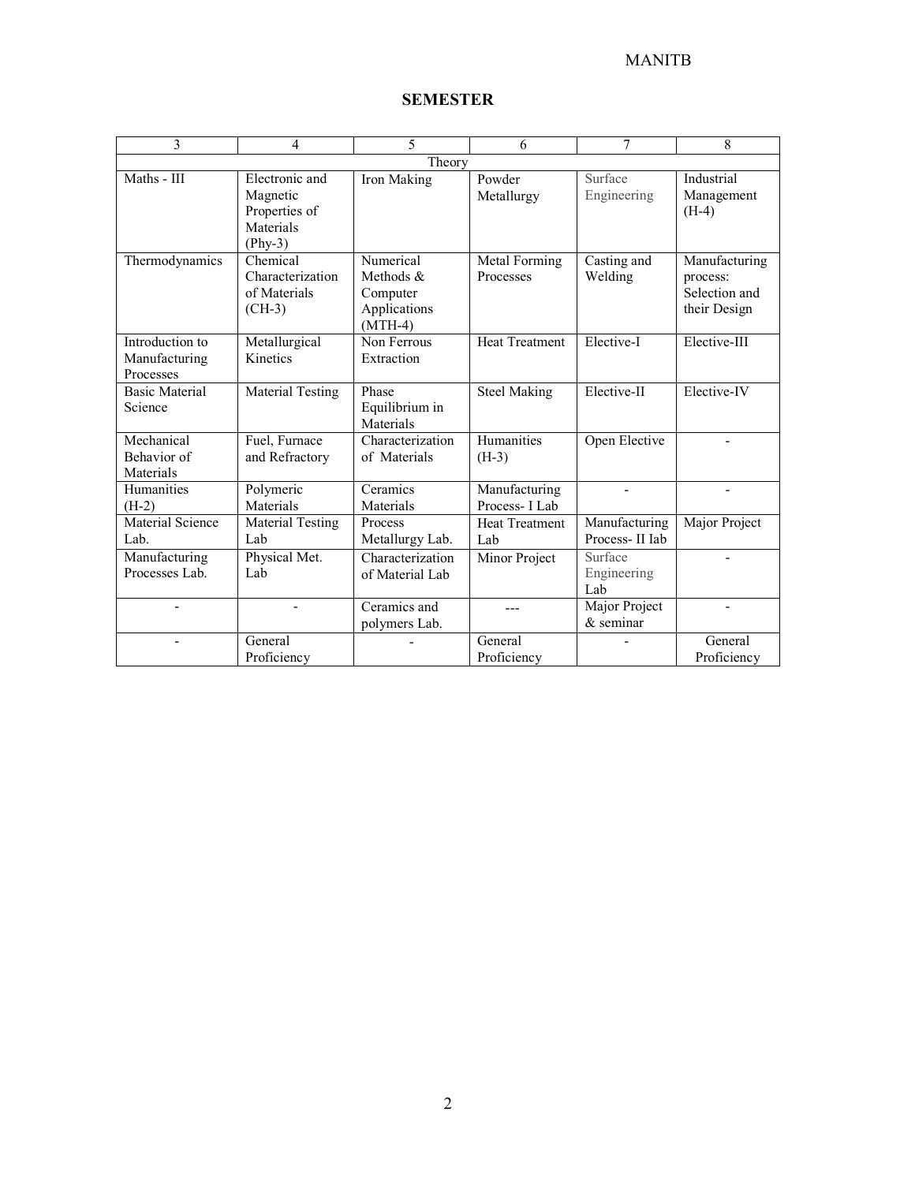## SEMESTER

| 3 | 4 | 5 | 6 | 7 | 8 |
|---|---|---|---|---|---|
| Theory | | | | | |
| Maths - III | Electronic and Magnetic Properties of Materials (Phy-3) | Iron Making | Powder Metallurgy | Surface Engineering | Industrial Management (H-4) |
| Thermodynamics | Chemical Characterization of Materials (CH-3) | Numerical Methods & Computer Applications (MTH-4) | Metal Forming Processes | Casting and Welding | Manufacturing process: Selection and their Design |
| Introduction to Manufacturing Processes | Metallurgical Kinetics | Non Ferrous Extraction | Heat Treatment | Elective-I | Elective-III |
| Basic Material Science | Material Testing | Phase Equilibrium in Materials | Steel Making | Elective-II | Elective-IV |
| Mechanical Behavior of Materials | Fuel, Furnace and Refractory | Characterization of Materials | Humanities (H-3) | Open Elective | - |
| Humanities (H-2) | Polymeric Materials | Ceramics Materials | Manufacturing Process- I Lab | - | - |
| Material Science Lab. | Material Testing Lab | Process Metallurgy Lab. | Heat Treatment Lab | Manufacturing Process- II Iab | Major Project |
| Manufacturing Processes Lab. | Physical Met. Lab | Characterization of Material Lab | Minor Project | Surface Engineering Lab | - |
| - | - | Ceramics and polymers Lab. | --- | Major Project & seminar | - |
| - | General Proficiency | - | General Proficiency | - | General Proficiency |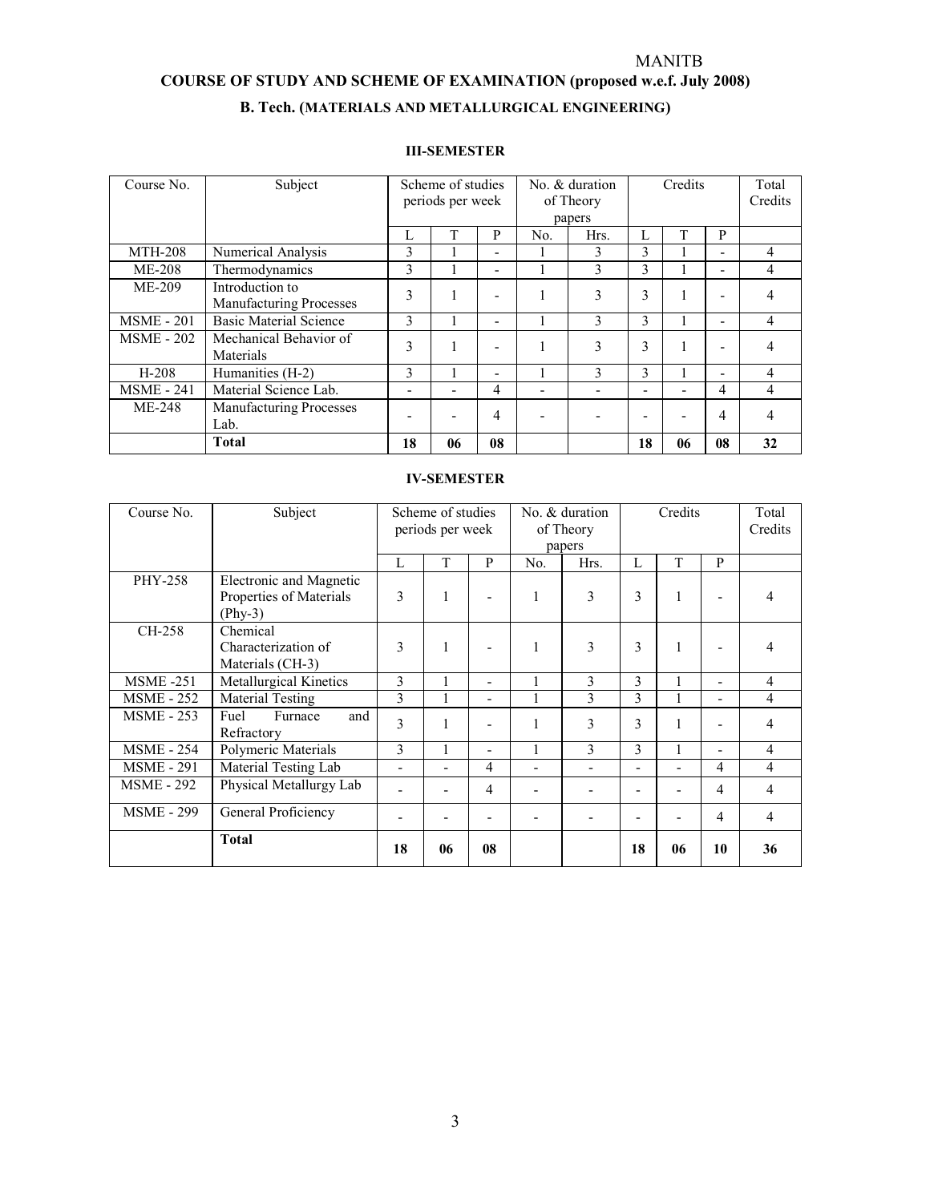MANITB

# COURSE OF STUDY AND SCHEME OF EXAMINATION (proposed w.e.f. July 2008)

## B. Tech. (MATERIALS AND METALLURGICAL ENGINEERING)

### III-SEMESTER

| Course No. | Subject | Scheme of studies periods per week | | | No. & duration of Theory papers | | Credits | | | Total Credits |
|---|---|---|---|---|---|---|---|---|---|---|
| | | L | T | P | No. | Hrs. | L | T | P | |
| MTH-208 | Numerical Analysis | 3 | 1 | - | 1 | 3 | 3 | 1 | - | 4 |
| ME-208 | Thermodynamics | 3 | 1 | - | 1 | 3 | 3 | 1 | - | 4 |
| ME-209 | Introduction to Manufacturing Processes | 3 | 1 | - | 1 | 3 | 3 | 1 | - | 4 |
| MSME - 201 | Basic Material Science | 3 | 1 | - | 1 | 3 | 3 | 1 | - | 4 |
| MSME - 202 | Mechanical Behavior of Materials | 3 | 1 | - | 1 | 3 | 3 | 1 | - | 4 |
| H-208 | Humanities (H-2) | 3 | 1 | - | 1 | 3 | 3 | 1 | - | 4 |
| MSME - 241 | Material Science Lab. | - | - | 4 | - | - | - | - | 4 | 4 |
| ME-248 | Manufacturing Processes Lab. | - | - | 4 | - | - | - | - | 4 | 4 |
| | **Total** | **18** | **06** | **08** | | | **18** | **06** | **08** | **32** |

### IV-SEMESTER

| Course No. | Subject | Scheme of studies periods per week | | | No. & duration of Theory papers | | Credits | | | Total Credits |
|---|---|---|---|---|---|---|---|---|---|---|
| | | L | T | P | No. | Hrs. | L | T | P | |
| PHY-258 | Electronic and Magnetic Properties of Materials (Phy-3) | 3 | 1 | - | 1 | 3 | 3 | 1 | - | 4 |
| CH-258 | Chemical Characterization of Materials (CH-3) | 3 | 1 | - | 1 | 3 | 3 | 1 | - | 4 |
| MSME -251 | Metallurgical Kinetics | 3 | 1 | - | 1 | 3 | 3 | 1 | - | 4 |
| MSME - 252 | Material Testing | 3 | 1 | - | 1 | 3 | 3 | 1 | - | 4 |
| MSME - 253 | Fuel Furnace and Refractory | 3 | 1 | - | 1 | 3 | 3 | 1 | - | 4 |
| MSME - 254 | Polymeric Materials | 3 | 1 | - | 1 | 3 | 3 | 1 | - | 4 |
| MSME - 291 | Material Testing Lab | - | - | 4 | - | - | - | - | 4 | 4 |
| MSME - 292 | Physical Metallurgy Lab | - | - | 4 | - | - | - | - | 4 | 4 |
| MSME - 299 | General Proficiency | - | - | - | - | - | - | - | 4 | 4 |
| | **Total** | **18** | **06** | **08** | | | **18** | **06** | **10** | **36** |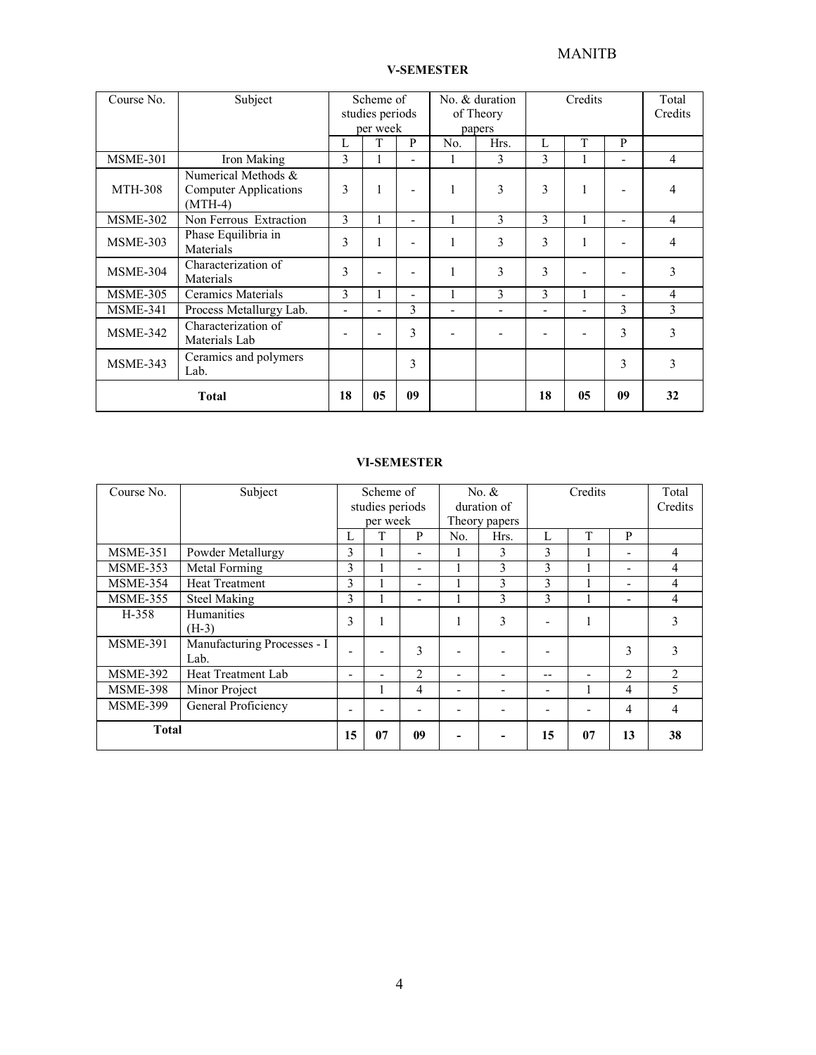## V-SEMESTER

| Course No. | Subject | Scheme of studies periods per week | | | No. & duration of Theory papers | | Credits | | | Total Credits |
|---|---|---|---|---|---|---|---|---|---|---|
| | | L | T | P | No. | Hrs. | L | T | P | |
| MSME-301 | Iron Making | 3 | 1 | - | 1 | 3 | 3 | 1 | - | 4 |
| MTH-308 | Numerical Methods & Computer Applications (MTH-4) | 3 | 1 | - | 1 | 3 | 3 | 1 | - | 4 |
| MSME-302 | Non Ferrous Extraction | 3 | 1 | - | 1 | 3 | 3 | 1 | - | 4 |
| MSME-303 | Phase Equilibria in Materials | 3 | 1 | - | 1 | 3 | 3 | 1 | - | 4 |
| MSME-304 | Characterization of Materials | 3 | - | - | 1 | 3 | 3 | - | - | 3 |
| MSME-305 | Ceramics Materials | 3 | 1 | - | 1 | 3 | 3 | 1 | - | 4 |
| MSME-341 | Process Metallurgy Lab. | - | - | 3 | - | - | - | - | 3 | 3 |
| MSME-342 | Characterization of Materials Lab | - | - | 3 | - | - | - | - | 3 | 3 |
| MSME-343 | Ceramics and polymers Lab. | | | 3 | | | | | 3 | 3 |
| **Total** | | **18** | **05** | **09** | | | **18** | **05** | **09** | **32** |

## VI-SEMESTER

| Course No. | Subject | Scheme of studies periods per week | | | No. & duration of Theory papers | | Credits | | | Total Credits |
|---|---|---|---|---|---|---|---|---|---|---|
| | | L | T | P | No. | Hrs. | L | T | P | |
| MSME-351 | Powder Metallurgy | 3 | 1 | - | 1 | 3 | 3 | 1 | - | 4 |
| MSME-353 | Metal Forming | 3 | 1 | - | 1 | 3 | 3 | 1 | - | 4 |
| MSME-354 | Heat Treatment | 3 | 1 | - | 1 | 3 | 3 | 1 | - | 4 |
| MSME-355 | Steel Making | 3 | 1 | - | 1 | 3 | 3 | 1 | - | 4 |
| H-358 | Humanities (H-3) | 3 | 1 | | 1 | 3 | - | 1 | | 3 |
| MSME-391 | Manufacturing Processes - I Lab. | - | - | 3 | - | - | - | | 3 | 3 |
| MSME-392 | Heat Treatment Lab | - | - | 2 | - | - | -- | - | 2 | 2 |
| MSME-398 | Minor Project | | 1 | 4 | - | - | - | 1 | 4 | 5 |
| MSME-399 | General Proficiency | - | - | - | - | - | - | - | 4 | 4 |
| **Total** | | **15** | **07** | **09** | **-** | **-** | **15** | **07** | **13** | **38** |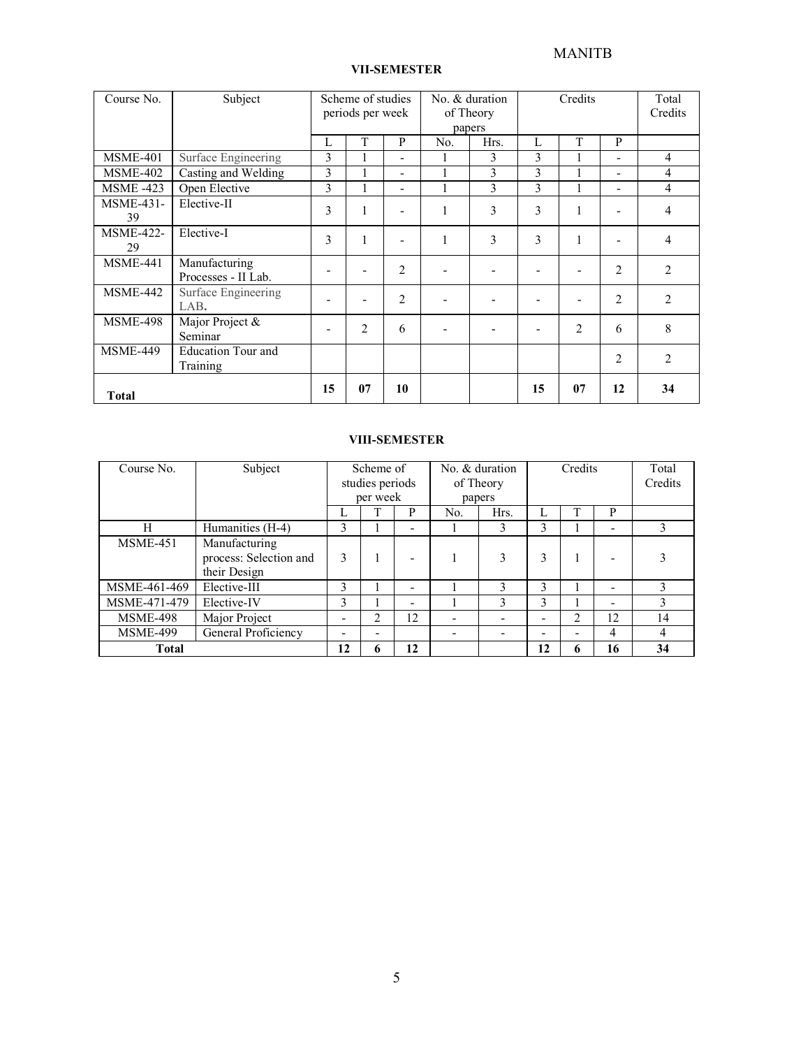### VII-SEMESTER

| Course No. | Subject | Scheme of studies periods per week | | | No. & duration of Theory papers | | Credits | | | Total Credits |
|---|---|---|---|---|---|---|---|---|---|---|
| | | L | T | P | No. | Hrs. | L | T | P | |
| MSME-401 | Surface Engineering | 3 | 1 | - | 1 | 3 | 3 | 1 | - | 4 |
| MSME-402 | Casting and Welding | 3 | 1 | - | 1 | 3 | 3 | 1 | - | 4 |
| MSME -423 | Open Elective | 3 | 1 | - | 1 | 3 | 3 | 1 | - | 4 |
| MSME-431-39 | Elective-II | 3 | 1 | - | 1 | 3 | 3 | 1 | - | 4 |
| MSME-422-29 | Elective-I | 3 | 1 | - | 1 | 3 | 3 | 1 | - | 4 |
| MSME-441 | Manufacturing Processes - II Lab. | - | - | 2 | - | - | - | - | 2 | 2 |
| MSME-442 | Surface Engineering LAB. | - | - | 2 | - | - | - | - | 2 | 2 |
| MSME-498 | Major Project & Seminar | - | 2 | 6 | - | - | - | 2 | 6 | 8 |
| MSME-449 | Education Tour and Training | | | | | | | | 2 | 2 |
| **Total** | | **15** | **07** | **10** | | | **15** | **07** | **12** | **34** |

### VIII-SEMESTER

| Course No. | Subject | Scheme of studies periods per week | | | No. & duration of Theory papers | | Credits | | | Total Credits |
|---|---|---|---|---|---|---|---|---|---|---|
| | | L | T | P | No. | Hrs. | L | T | P | |
| H | Humanities (H-4) | 3 | 1 | - | 1 | 3 | 3 | 1 | - | 3 |
| MSME-451 | Manufacturing process: Selection and their Design | 3 | 1 | - | 1 | 3 | 3 | 1 | - | 3 |
| MSME-461-469 | Elective-III | 3 | 1 | - | 1 | 3 | 3 | 1 | - | 3 |
| MSME-471-479 | Elective-IV | 3 | 1 | - | 1 | 3 | 3 | 1 | - | 3 |
| MSME-498 | Major Project | - | 2 | 12 | - | - | - | 2 | 12 | 14 |
| MSME-499 | General Proficiency | - | - | | - | - | - | - | 4 | 4 |
| **Total** | | **12** | **6** | **12** | | | **12** | **6** | **16** | **34** |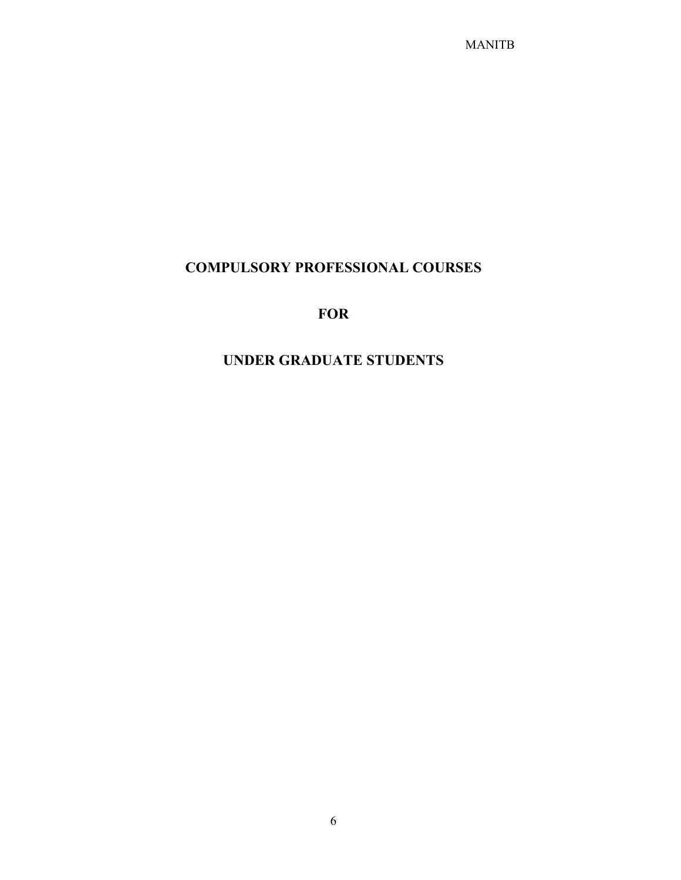# COMPULSORY PROFESSIONAL COURSES

# FOR

# UNDER GRADUATE STUDENTS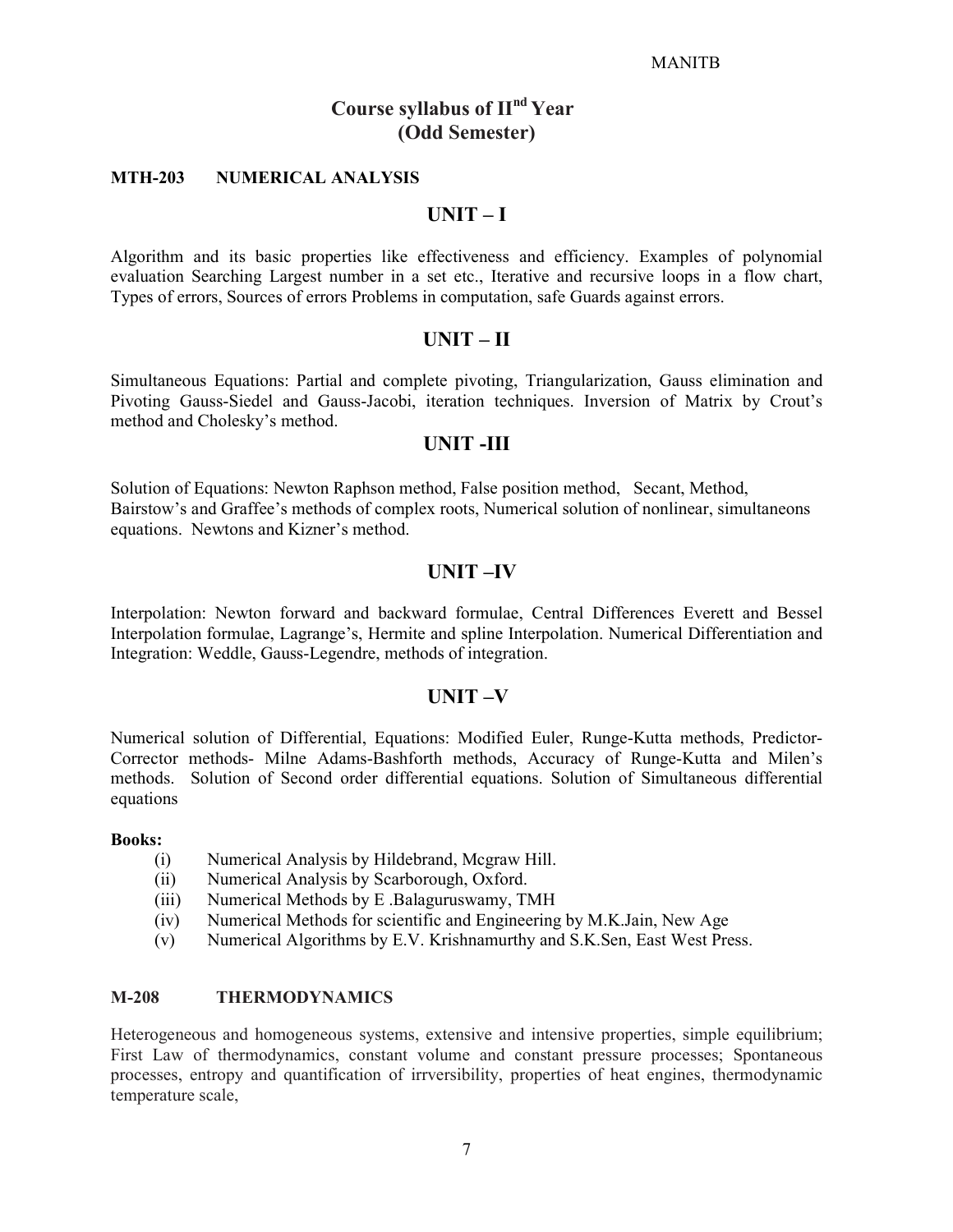# Course syllabus of II[nd] Year
# (Odd Semester)

**MTH-203 NUMERICAL ANALYSIS**

## UNIT – I

Algorithm and its basic properties like effectiveness and efficiency. Examples of polynomial evaluation Searching Largest number in a set etc., Iterative and recursive loops in a flow chart, Types of errors, Sources of errors Problems in computation, safe Guards against errors.

## UNIT – II

Simultaneous Equations: Partial and complete pivoting, Triangularization, Gauss elimination and Pivoting Gauss-Siedel and Gauss-Jacobi, iteration techniques. Inversion of Matrix by Crout's method and Cholesky's method.

## UNIT -III

Solution of Equations: Newton Raphson method, False position method, Secant, Method, Bairstow's and Graffee's methods of complex roots, Numerical solution of nonlinear, simultaneons equations. Newtons and Kizner's method.

## UNIT –IV

Interpolation: Newton forward and backward formulae, Central Differences Everett and Bessel Interpolation formulae, Lagrange's, Hermite and spline Interpolation. Numerical Differentiation and Integration: Weddle, Gauss-Legendre, methods of integration.

## UNIT –V

Numerical solution of Differential, Equations: Modified Euler, Runge-Kutta methods, Predictor-Corrector methods- Milne Adams-Bashforth methods, Accuracy of Runge-Kutta and Milen's methods. Solution of Second order differential equations. Solution of Simultaneous differential equations

**Books:**

(i) Numerical Analysis by Hildebrand, Mcgraw Hill.
(ii) Numerical Analysis by Scarborough, Oxford.
(iii) Numerical Methods by E .Balaguruswamy, TMH
(iv) Numerical Methods for scientific and Engineering by M.K.Jain, New Age
(v) Numerical Algorithms by E.V. Krishnamurthy and S.K.Sen, East West Press.

**M-208 THERMODYNAMICS**

Heterogeneous and homogeneous systems, extensive and intensive properties, simple equilibrium; First Law of thermodynamics, constant volume and constant pressure processes; Spontaneous processes, entropy and quantification of irrversibility, properties of heat engines, thermodynamic temperature scale,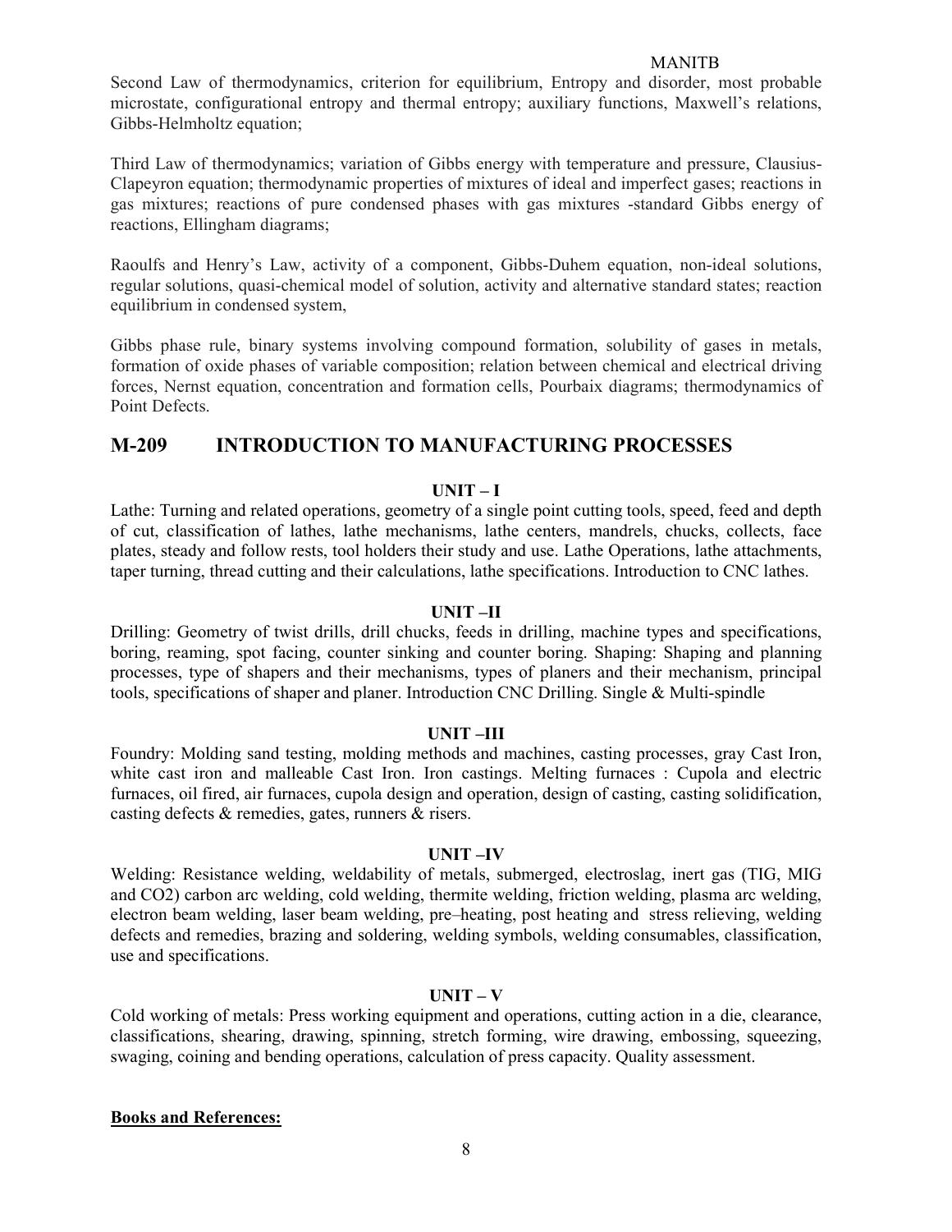Second Law of thermodynamics, criterion for equilibrium, Entropy and disorder, most probable microstate, configurational entropy and thermal entropy; auxiliary functions, Maxwell's relations, Gibbs-Helmholtz equation;

Third Law of thermodynamics; variation of Gibbs energy with temperature and pressure, Clausius-Clapeyron equation; thermodynamic properties of mixtures of ideal and imperfect gases; reactions in gas mixtures; reactions of pure condensed phases with gas mixtures -standard Gibbs energy of reactions, Ellingham diagrams;

Raoulfs and Henry's Law, activity of a component, Gibbs-Duhem equation, non-ideal solutions, regular solutions, quasi-chemical model of solution, activity and alternative standard states; reaction equilibrium in condensed system,

Gibbs phase rule, binary systems involving compound formation, solubility of gases in metals, formation of oxide phases of variable composition; relation between chemical and electrical driving forces, Nernst equation, concentration and formation cells, Pourbaix diagrams; thermodynamics of Point Defects.

## M-209 INTRODUCTION TO MANUFACTURING PROCESSES

**UNIT – I**

Lathe: Turning and related operations, geometry of a single point cutting tools, speed, feed and depth of cut, classification of lathes, lathe mechanisms, lathe centers, mandrels, chucks, collects, face plates, steady and follow rests, tool holders their study and use. Lathe Operations, lathe attachments, taper turning, thread cutting and their calculations, lathe specifications. Introduction to CNC lathes.

**UNIT –II**

Drilling: Geometry of twist drills, drill chucks, feeds in drilling, machine types and specifications, boring, reaming, spot facing, counter sinking and counter boring. Shaping: Shaping and planning processes, type of shapers and their mechanisms, types of planers and their mechanism, principal tools, specifications of shaper and planer. Introduction CNC Drilling. Single & Multi-spindle

**UNIT –III**

Foundry: Molding sand testing, molding methods and machines, casting processes, gray Cast Iron, white cast iron and malleable Cast Iron. Iron castings. Melting furnaces : Cupola and electric furnaces, oil fired, air furnaces, cupola design and operation, design of casting, casting solidification, casting defects & remedies, gates, runners & risers.

**UNIT –IV**

Welding: Resistance welding, weldability of metals, submerged, electroslag, inert gas (TIG, MIG and $CO_2$) carbon arc welding, cold welding, thermite welding, friction welding, plasma arc welding, electron beam welding, laser beam welding, pre–heating, post heating and stress relieving, welding defects and remedies, brazing and soldering, welding symbols, welding consumables, classification, use and specifications.

**UNIT – V**

Cold working of metals: Press working equipment and operations, cutting action in a die, clearance, classifications, shearing, drawing, spinning, stretch forming, wire drawing, embossing, squeezing, swaging, coining and bending operations, calculation of press capacity. Quality assessment.

**Books and References:**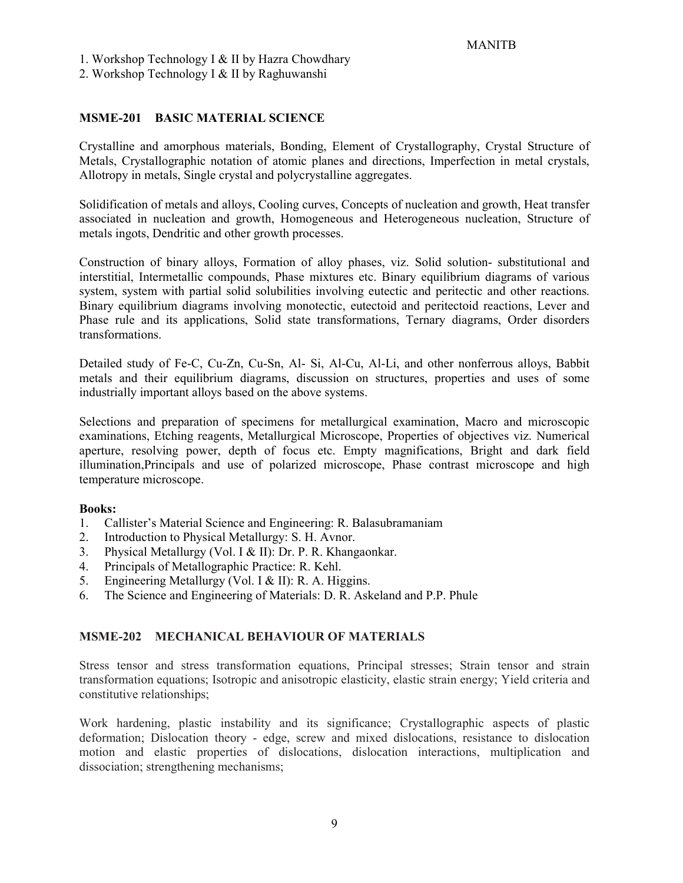1. Workshop Technology I & II by Hazra Chowdhary
2. Workshop Technology I & II by Raghuwanshi

## MSME-201 BASIC MATERIAL SCIENCE

Crystalline and amorphous materials, Bonding, Element of Crystallography, Crystal Structure of Metals, Crystallographic notation of atomic planes and directions, Imperfection in metal crystals, Allotropy in metals, Single crystal and polycrystalline aggregates.

Solidification of metals and alloys, Cooling curves, Concepts of nucleation and growth, Heat transfer associated in nucleation and growth, Homogeneous and Heterogeneous nucleation, Structure of metals ingots, Dendritic and other growth processes.

Construction of binary alloys, Formation of alloy phases, viz. Solid solution- substitutional and interstitial, Intermetallic compounds, Phase mixtures etc. Binary equilibrium diagrams of various system, system with partial solid solubilities involving eutectic and peritectic and other reactions. Binary equilibrium diagrams involving monotectic, eutectoid and peritectoid reactions, Lever and Phase rule and its applications, Solid state transformations, Ternary diagrams, Order disorders transformations.

Detailed study of Fe-C, Cu-Zn, Cu-Sn, Al- Si, Al-Cu, Al-Li, and other nonferrous alloys, Babbit metals and their equilibrium diagrams, discussion on structures, properties and uses of some industrially important alloys based on the above systems.

Selections and preparation of specimens for metallurgical examination, Macro and microscopic examinations, Etching reagents, Metallurgical Microscope, Properties of objectives viz. Numerical aperture, resolving power, depth of focus etc. Empty magnifications, Bright and dark field illumination,Principals and use of polarized microscope, Phase contrast microscope and high temperature microscope.

**Books:**

1. Callister's Material Science and Engineering: R. Balasubramaniam
2. Introduction to Physical Metallurgy: S. H. Avnor.
3. Physical Metallurgy (Vol. I & II): Dr. P. R. Khangaonkar.
4. Principals of Metallographic Practice: R. Kehl.
5. Engineering Metallurgy (Vol. I & II): R. A. Higgins.
6. The Science and Engineering of Materials: D. R. Askeland and P.P. Phule

## MSME-202 MECHANICAL BEHAVIOUR OF MATERIALS

Stress tensor and stress transformation equations, Principal stresses; Strain tensor and strain transformation equations; Isotropic and anisotropic elasticity, elastic strain energy; Yield criteria and constitutive relationships;

Work hardening, plastic instability and its significance; Crystallographic aspects of plastic deformation; Dislocation theory - edge, screw and mixed dislocations, resistance to dislocation motion and elastic properties of dislocations, dislocation interactions, multiplication and dissociation; strengthening mechanisms;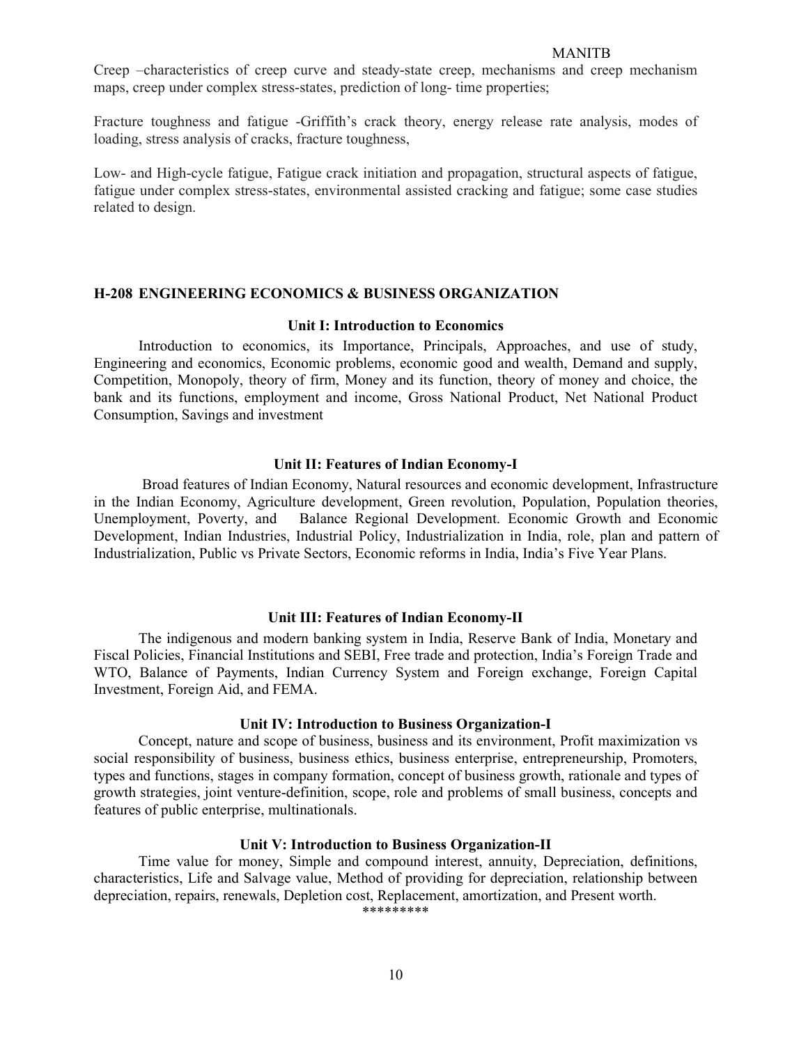Creep –characteristics of creep curve and steady-state creep, mechanisms and creep mechanism maps, creep under complex stress-states, prediction of long- time properties;

Fracture toughness and fatigue -Griffith's crack theory, energy release rate analysis, modes of loading, stress analysis of cracks, fracture toughness,

Low- and High-cycle fatigue, Fatigue crack initiation and propagation, structural aspects of fatigue, fatigue under complex stress-states, environmental assisted cracking and fatigue; some case studies related to design.

## H-208 ENGINEERING ECONOMICS & BUSINESS ORGANIZATION

### Unit I: Introduction to Economics

Introduction to economics, its Importance, Principals, Approaches, and use of study, Engineering and economics, Economic problems, economic good and wealth, Demand and supply, Competition, Monopoly, theory of firm, Money and its function, theory of money and choice, the bank and its functions, employment and income, Gross National Product, Net National Product Consumption, Savings and investment

### Unit II: Features of Indian Economy-I

Broad features of Indian Economy, Natural resources and economic development, Infrastructure in the Indian Economy, Agriculture development, Green revolution, Population, Population theories, Unemployment, Poverty, and Balance Regional Development. Economic Growth and Economic Development, Indian Industries, Industrial Policy, Industrialization in India, role, plan and pattern of Industrialization, Public vs Private Sectors, Economic reforms in India, India's Five Year Plans.

### Unit III: Features of Indian Economy-II

The indigenous and modern banking system in India, Reserve Bank of India, Monetary and Fiscal Policies, Financial Institutions and SEBI, Free trade and protection, India's Foreign Trade and WTO, Balance of Payments, Indian Currency System and Foreign exchange, Foreign Capital Investment, Foreign Aid, and FEMA.

### Unit IV: Introduction to Business Organization-I

Concept, nature and scope of business, business and its environment, Profit maximization vs social responsibility of business, business ethics, business enterprise, entrepreneurship, Promoters, types and functions, stages in company formation, concept of business growth, rationale and types of growth strategies, joint venture-definition, scope, role and problems of small business, concepts and features of public enterprise, multinationals.

### Unit V: Introduction to Business Organization-II

Time value for money, Simple and compound interest, annuity, Depreciation, definitions, characteristics, Life and Salvage value, Method of providing for depreciation, relationship between depreciation, repairs, renewals, Depletion cost, Replacement, amortization, and Present worth.

*********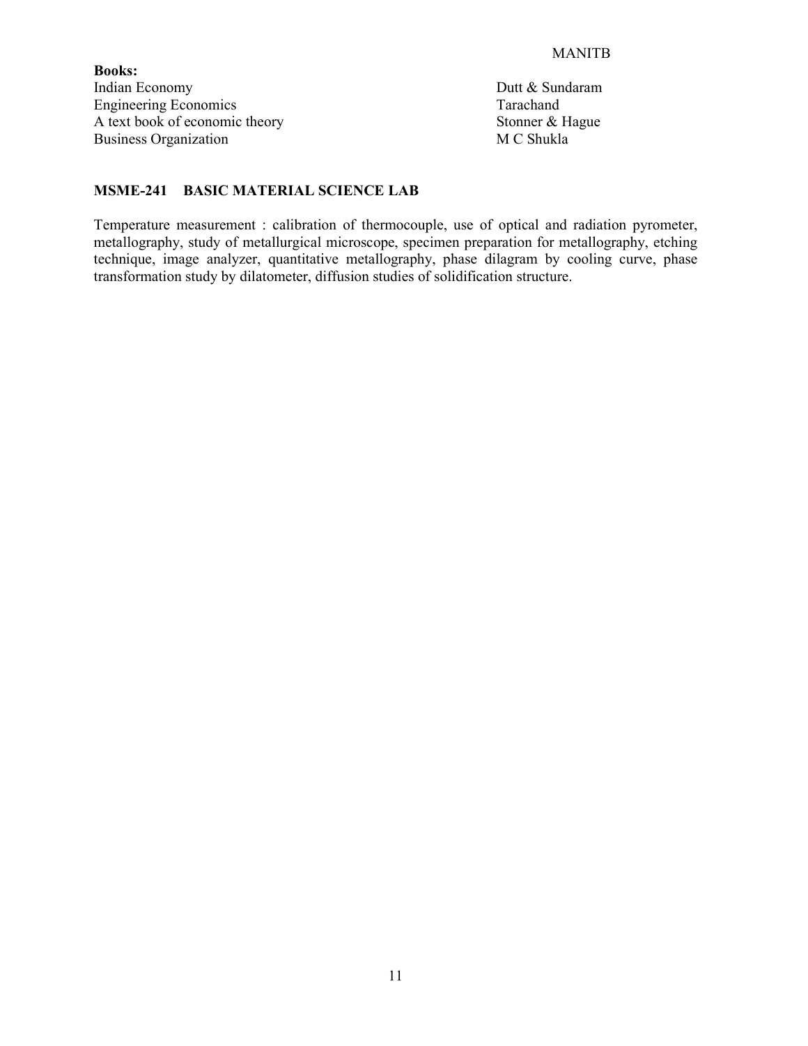**Books:**

| | |
|---|---|
| Indian Economy | Dutt & Sundaram |
| Engineering Economics | Tarachand |
| A text book of economic theory | Stonner & Hague |
| Business Organization | M C Shukla |

**MSME-241 BASIC MATERIAL SCIENCE LAB**

Temperature measurement : calibration of thermocouple, use of optical and radiation pyrometer, metallography, study of metallurgical microscope, specimen preparation for metallography, etching technique, image analyzer, quantitative metallography, phase dilagram by cooling curve, phase transformation study by dilatometer, diffusion studies of solidification structure.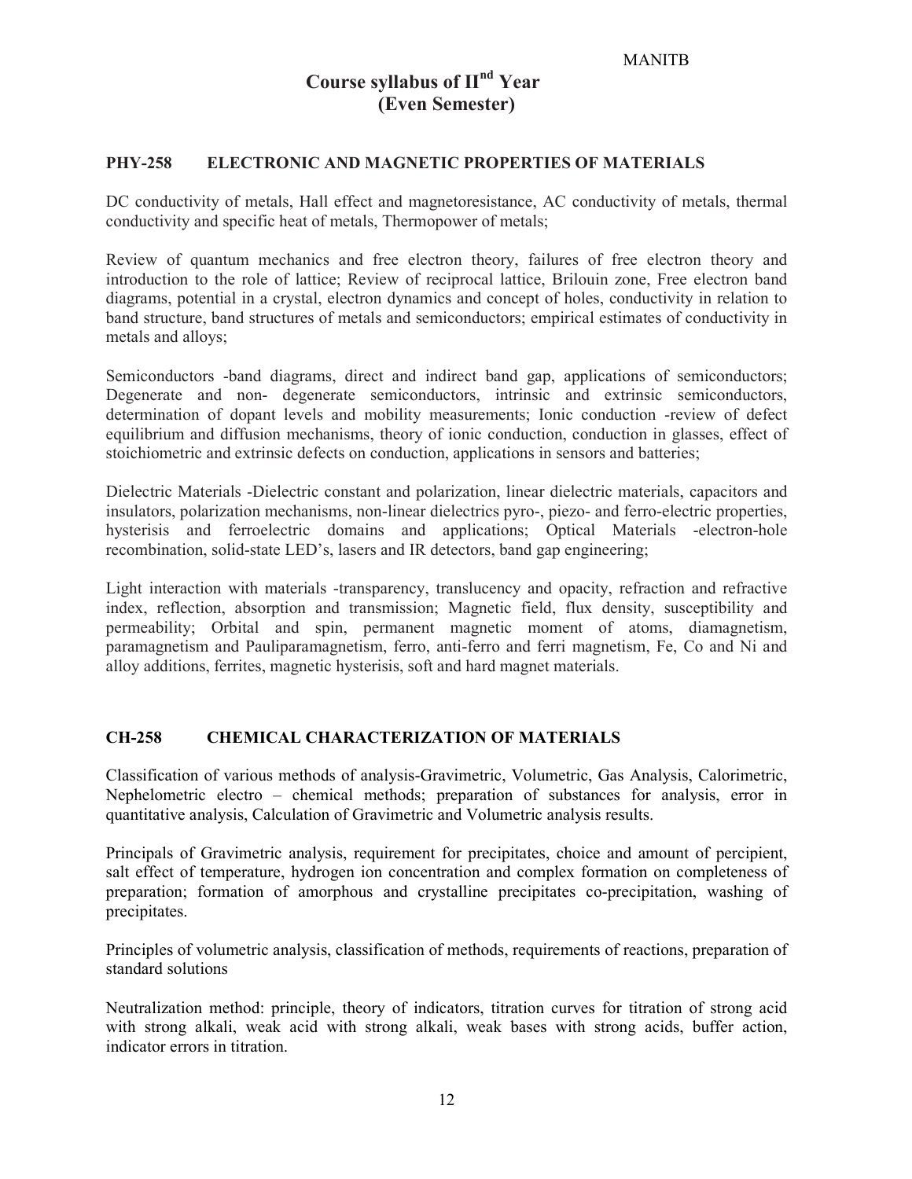# Course syllabus of II$^{nd}$ Year (Even Semester)

## PHY-258 ELECTRONIC AND MAGNETIC PROPERTIES OF MATERIALS

DC conductivity of metals, Hall effect and magnetoresistance, AC conductivity of metals, thermal conductivity and specific heat of metals, Thermopower of metals;

Review of quantum mechanics and free electron theory, failures of free electron theory and introduction to the role of lattice; Review of reciprocal lattice, Brilouin zone, Free electron band diagrams, potential in a crystal, electron dynamics and concept of holes, conductivity in relation to band structure, band structures of metals and semiconductors; empirical estimates of conductivity in metals and alloys;

Semiconductors -band diagrams, direct and indirect band gap, applications of semiconductors; Degenerate and non- degenerate semiconductors, intrinsic and extrinsic semiconductors, determination of dopant levels and mobility measurements; Ionic conduction -review of defect equilibrium and diffusion mechanisms, theory of ionic conduction, conduction in glasses, effect of stoichiometric and extrinsic defects on conduction, applications in sensors and batteries;

Dielectric Materials -Dielectric constant and polarization, linear dielectric materials, capacitors and insulators, polarization mechanisms, non-linear dielectrics pyro-, piezo- and ferro-electric properties, hysterisis and ferroelectric domains and applications; Optical Materials -electron-hole recombination, solid-state LED's, lasers and IR detectors, band gap engineering;

Light interaction with materials -transparency, translucency and opacity, refraction and refractive index, reflection, absorption and transmission; Magnetic field, flux density, susceptibility and permeability; Orbital and spin, permanent magnetic moment of atoms, diamagnetism, paramagnetism and Pauliparamagnetism, ferro, anti-ferro and ferri magnetism, Fe, Co and Ni and alloy additions, ferrites, magnetic hysterisis, soft and hard magnet materials.

## CH-258 CHEMICAL CHARACTERIZATION OF MATERIALS

Classification of various methods of analysis-Gravimetric, Volumetric, Gas Analysis, Calorimetric, Nephelometric electro – chemical methods; preparation of substances for analysis, error in quantitative analysis, Calculation of Gravimetric and Volumetric analysis results.

Principals of Gravimetric analysis, requirement for precipitates, choice and amount of percipient, salt effect of temperature, hydrogen ion concentration and complex formation on completeness of preparation; formation of amorphous and crystalline precipitates co-precipitation, washing of precipitates.

Principles of volumetric analysis, classification of methods, requirements of reactions, preparation of standard solutions

Neutralization method: principle, theory of indicators, titration curves for titration of strong acid with strong alkali, weak acid with strong alkali, weak bases with strong acids, buffer action, indicator errors in titration.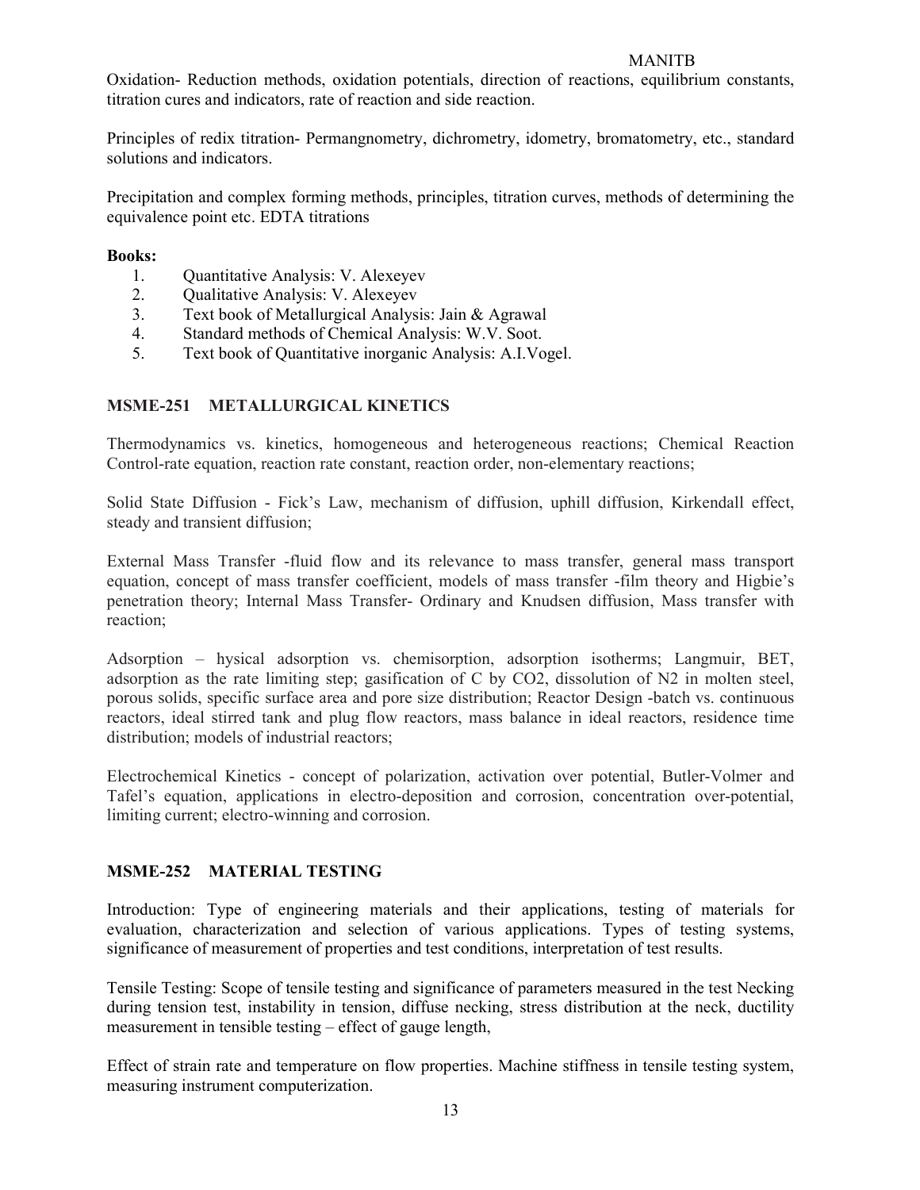Oxidation- Reduction methods, oxidation potentials, direction of reactions, equilibrium constants, titration cures and indicators, rate of reaction and side reaction.

Principles of redix titration- Permangnometry, dichrometry, idometry, bromatometry, etc., standard solutions and indicators.

Precipitation and complex forming methods, principles, titration curves, methods of determining the equivalence point etc. EDTA titrations

**Books:**

1. Quantitative Analysis: V. Alexeyev
2. Qualitative Analysis: V. Alexeyev
3. Text book of Metallurgical Analysis: Jain & Agrawal
4. Standard methods of Chemical Analysis: W.V. Soot.
5. Text book of Quantitative inorganic Analysis: A.I.Vogel.

## MSME-251 METALLURGICAL KINETICS

Thermodynamics vs. kinetics, homogeneous and heterogeneous reactions; Chemical Reaction Control-rate equation, reaction rate constant, reaction order, non-elementary reactions;

Solid State Diffusion - Fick's Law, mechanism of diffusion, uphill diffusion, Kirkendall effect, steady and transient diffusion;

External Mass Transfer -fluid flow and its relevance to mass transfer, general mass transport equation, concept of mass transfer coefficient, models of mass transfer -film theory and Higbie's penetration theory; Internal Mass Transfer- Ordinary and Knudsen diffusion, Mass transfer with reaction;

Adsorption – hysical adsorption vs. chemisorption, adsorption isotherms; Langmuir, BET, adsorption as the rate limiting step; gasification of C by $CO_2$, dissolution of $N_2$ in molten steel, porous solids, specific surface area and pore size distribution; Reactor Design -batch vs. continuous reactors, ideal stirred tank and plug flow reactors, mass balance in ideal reactors, residence time distribution; models of industrial reactors;

Electrochemical Kinetics - concept of polarization, activation over potential, Butler-Volmer and Tafel's equation, applications in electro-deposition and corrosion, concentration over-potential, limiting current; electro-winning and corrosion.

## MSME-252 MATERIAL TESTING

Introduction: Type of engineering materials and their applications, testing of materials for evaluation, characterization and selection of various applications. Types of testing systems, significance of measurement of properties and test conditions, interpretation of test results.

Tensile Testing: Scope of tensile testing and significance of parameters measured in the test Necking during tension test, instability in tension, diffuse necking, stress distribution at the neck, ductility measurement in tensible testing – effect of gauge length,

Effect of strain rate and temperature on flow properties. Machine stiffness in tensile testing system, measuring instrument computerization.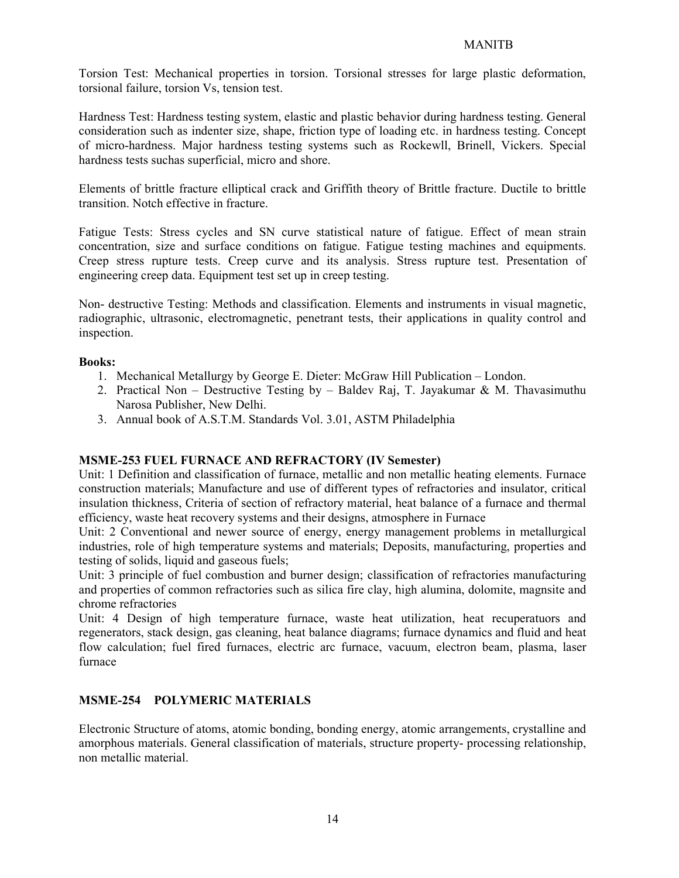Torsion Test: Mechanical properties in torsion. Torsional stresses for large plastic deformation, torsional failure, torsion Vs, tension test.

Hardness Test: Hardness testing system, elastic and plastic behavior during hardness testing. General consideration such as indenter size, shape, friction type of loading etc. in hardness testing. Concept of micro-hardness. Major hardness testing systems such as Rockewll, Brinell, Vickers. Special hardness tests suchas superficial, micro and shore.

Elements of brittle fracture elliptical crack and Griffith theory of Brittle fracture. Ductile to brittle transition. Notch effective in fracture.

Fatigue Tests: Stress cycles and SN curve statistical nature of fatigue. Effect of mean strain concentration, size and surface conditions on fatigue. Fatigue testing machines and equipments. Creep stress rupture tests. Creep curve and its analysis. Stress rupture test. Presentation of engineering creep data. Equipment test set up in creep testing.

Non- destructive Testing: Methods and classification. Elements and instruments in visual magnetic, radiographic, ultrasonic, electromagnetic, penetrant tests, their applications in quality control and inspection.

**Books:**

1. Mechanical Metallurgy by George E. Dieter: McGraw Hill Publication – London.
2. Practical Non – Destructive Testing by – Baldev Raj, T. Jayakumar & M. Thavasimuthu Narosa Publisher, New Delhi.
3. Annual book of A.S.T.M. Standards Vol. 3.01, ASTM Philadelphia

**MSME-253 FUEL FURNACE AND REFRACTORY (IV Semester)**

Unit: 1 Definition and classification of furnace, metallic and non metallic heating elements. Furnace construction materials; Manufacture and use of different types of refractories and insulator, critical insulation thickness, Criteria of section of refractory material, heat balance of a furnace and thermal efficiency, waste heat recovery systems and their designs, atmosphere in Furnace

Unit: 2 Conventional and newer source of energy, energy management problems in metallurgical industries, role of high temperature systems and materials; Deposits, manufacturing, properties and testing of solids, liquid and gaseous fuels;

Unit: 3 principle of fuel combustion and burner design; classification of refractories manufacturing and properties of common refractories such as silica fire clay, high alumina, dolomite, magnsite and chrome refractories

Unit: 4 Design of high temperature furnace, waste heat utilization, heat recuperatuors and regenerators, stack design, gas cleaning, heat balance diagrams; furnace dynamics and fluid and heat flow calculation; fuel fired furnaces, electric arc furnace, vacuum, electron beam, plasma, laser furnace

**MSME-254 POLYMERIC MATERIALS**

Electronic Structure of atoms, atomic bonding, bonding energy, atomic arrangements, crystalline and amorphous materials. General classification of materials, structure property- processing relationship, non metallic material.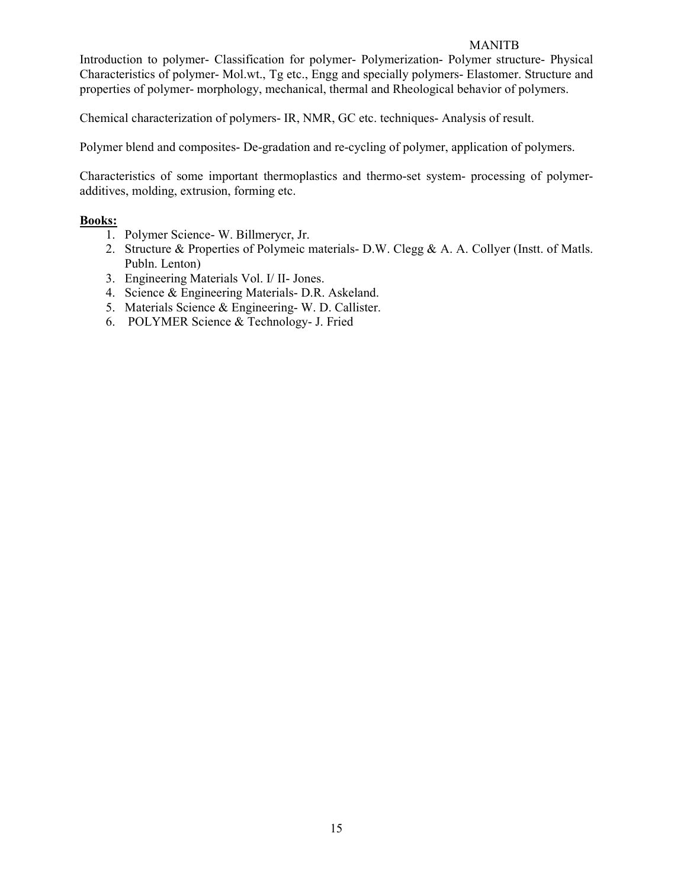Introduction to polymer- Classification for polymer- Polymerization- Polymer structure- Physical Characteristics of polymer- Mol.wt., Tg etc., Engg and specially polymers- Elastomer. Structure and properties of polymer- morphology, mechanical, thermal and Rheological behavior of polymers.

Chemical characterization of polymers- IR, NMR, GC etc. techniques- Analysis of result.

Polymer blend and composites- De-gradation and re-cycling of polymer, application of polymers.

Characteristics of some important thermoplastics and thermo-set system- processing of polymer-additives, molding, extrusion, forming etc.

**Books:**

1. Polymer Science- W. Billmerycr, Jr.
2. Structure & Properties of Polymeic materials- D.W. Clegg & A. A. Collyer (Instt. of Matls. Publn. Lenton)
3. Engineering Materials Vol. I/ II- Jones.
4. Science & Engineering Materials- D.R. Askeland.
5. Materials Science & Engineering- W. D. Callister.
6. POLYMER Science & Technology- J. Fried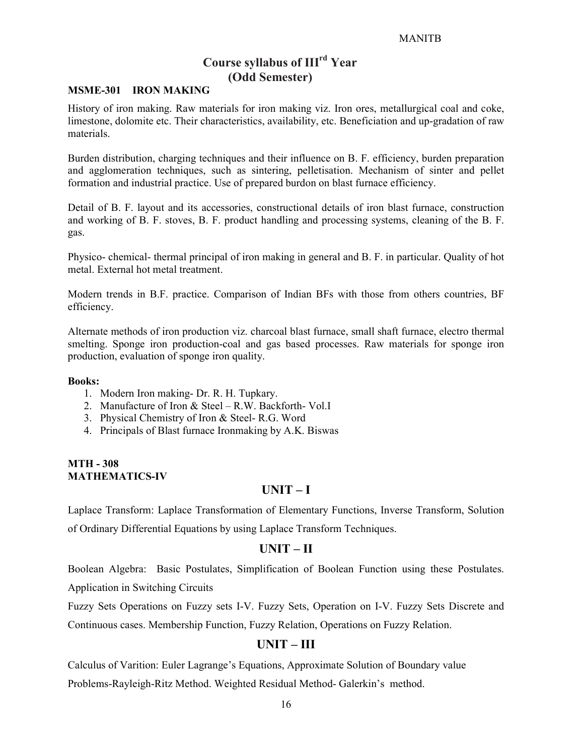# Course syllabus of III$^{rd}$ Year (Odd Semester)

## MSME-301 IRON MAKING

History of iron making. Raw materials for iron making viz. Iron ores, metallurgical coal and coke, limestone, dolomite etc. Their characteristics, availability, etc. Beneficiation and up-gradation of raw materials.

Burden distribution, charging techniques and their influence on B. F. efficiency, burden preparation and agglomeration techniques, such as sintering, pelletisation. Mechanism of sinter and pellet formation and industrial practice. Use of prepared burdon on blast furnace efficiency.

Detail of B. F. layout and its accessories, constructional details of iron blast furnace, construction and working of B. F. stoves, B. F. product handling and processing systems, cleaning of the B. F. gas.

Physico- chemical- thermal principal of iron making in general and B. F. in particular. Quality of hot metal. External hot metal treatment.

Modern trends in B.F. practice. Comparison of Indian BFs with those from others countries, BF efficiency.

Alternate methods of iron production viz. charcoal blast furnace, small shaft furnace, electro thermal smelting. Sponge iron production-coal and gas based processes. Raw materials for sponge iron production, evaluation of sponge iron quality.

**Books:**

1. Modern Iron making- Dr. R. H. Tupkary.
2. Manufacture of Iron & Steel – R.W. Backforth- Vol.I
3. Physical Chemistry of Iron & Steel- R.G. Word
4. Principals of Blast furnace Ironmaking by A.K. Biswas

## MTH - 308
## MATHEMATICS-IV

### UNIT – I

Laplace Transform: Laplace Transformation of Elementary Functions, Inverse Transform, Solution of Ordinary Differential Equations by using Laplace Transform Techniques.

### UNIT – II

Boolean Algebra: Basic Postulates, Simplification of Boolean Function using these Postulates. Application in Switching Circuits

Fuzzy Sets Operations on Fuzzy sets I-V. Fuzzy Sets, Operation on I-V. Fuzzy Sets Discrete and Continuous cases. Membership Function, Fuzzy Relation, Operations on Fuzzy Relation.

### UNIT – III

Calculus of Varition: Euler Lagrange's Equations, Approximate Solution of Boundary value Problems-Rayleigh-Ritz Method. Weighted Residual Method- Galerkin's method.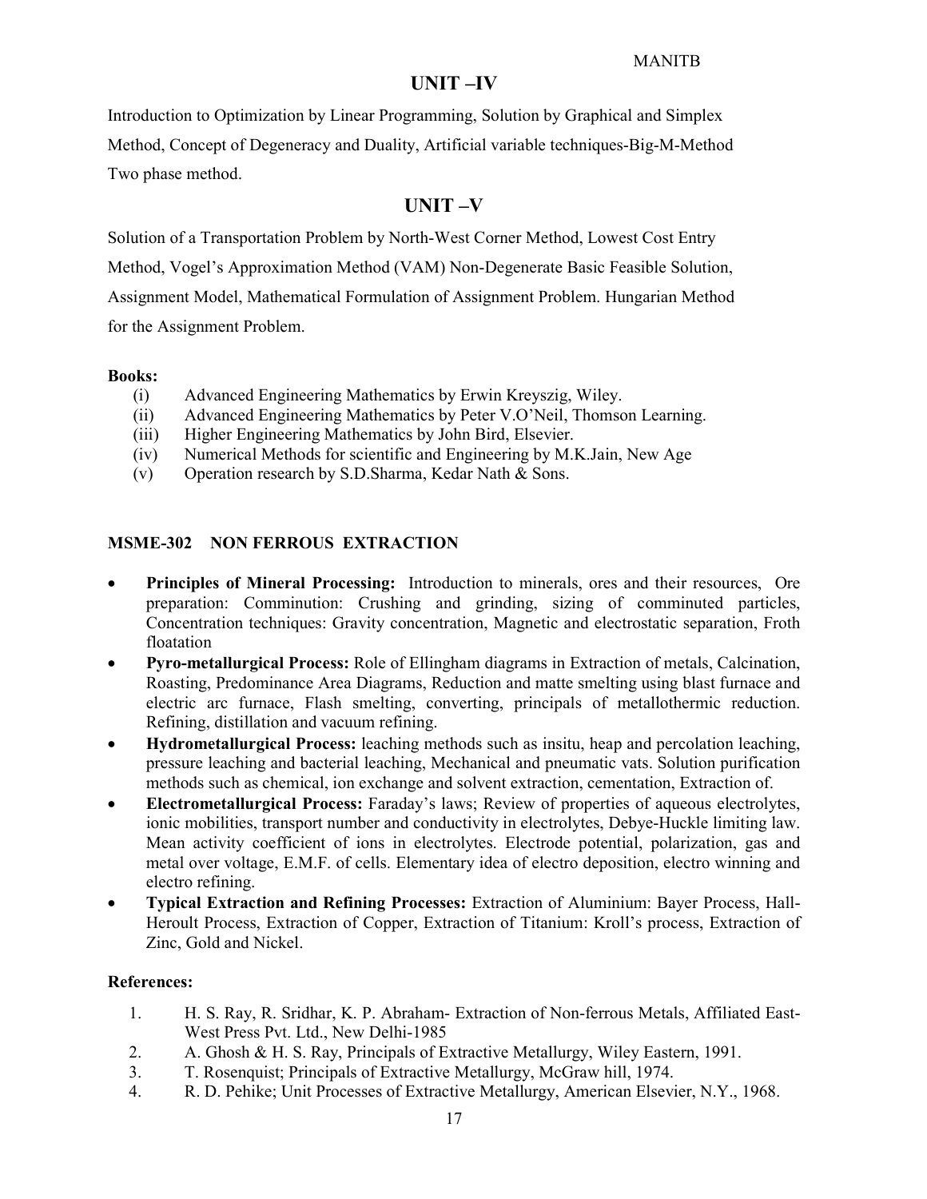## UNIT –IV

Introduction to Optimization by Linear Programming, Solution by Graphical and Simplex Method, Concept of Degeneracy and Duality, Artificial variable techniques-Big-M-Method Two phase method.

## UNIT –V

Solution of a Transportation Problem by North-West Corner Method, Lowest Cost Entry Method, Vogel's Approximation Method (VAM) Non-Degenerate Basic Feasible Solution, Assignment Model, Mathematical Formulation of Assignment Problem. Hungarian Method for the Assignment Problem.

**Books:**

- (i) Advanced Engineering Mathematics by Erwin Kreyszig, Wiley.
- (ii) Advanced Engineering Mathematics by Peter V.O'Neil, Thomson Learning.
- (iii) Higher Engineering Mathematics by John Bird, Elsevier.
- (iv) Numerical Methods for scientific and Engineering by M.K.Jain, New Age
- (v) Operation research by S.D.Sharma, Kedar Nath & Sons.

### MSME-302 NON FERROUS EXTRACTION

- **Principles of Mineral Processing:** Introduction to minerals, ores and their resources, Ore preparation: Comminution: Crushing and grinding, sizing of comminuted particles, Concentration techniques: Gravity concentration, Magnetic and electrostatic separation, Froth floatation
- **Pyro-metallurgical Process:** Role of Ellingham diagrams in Extraction of metals, Calcination, Roasting, Predominance Area Diagrams, Reduction and matte smelting using blast furnace and electric arc furnace, Flash smelting, converting, principals of metallothermic reduction. Refining, distillation and vacuum refining.
- **Hydrometallurgical Process:** leaching methods such as insitu, heap and percolation leaching, pressure leaching and bacterial leaching, Mechanical and pneumatic vats. Solution purification methods such as chemical, ion exchange and solvent extraction, cementation, Extraction of.
- **Electrometallurgical Process:** Faraday's laws; Review of properties of aqueous electrolytes, ionic mobilities, transport number and conductivity in electrolytes, Debye-Huckle limiting law. Mean activity coefficient of ions in electrolytes. Electrode potential, polarization, gas and metal over voltage, E.M.F. of cells. Elementary idea of electro deposition, electro winning and electro refining.
- **Typical Extraction and Refining Processes:** Extraction of Aluminium: Bayer Process, Hall-Heroult Process, Extraction of Copper, Extraction of Titanium: Kroll's process, Extraction of Zinc, Gold and Nickel.

**References:**

1. H. S. Ray, R. Sridhar, K. P. Abraham- Extraction of Non-ferrous Metals, Affiliated East-West Press Pvt. Ltd., New Delhi-1985
2. A. Ghosh & H. S. Ray, Principals of Extractive Metallurgy, Wiley Eastern, 1991.
3. T. Rosenquist; Principals of Extractive Metallurgy, McGraw hill, 1974.
4. R. D. Pehike; Unit Processes of Extractive Metallurgy, American Elsevier, N.Y., 1968.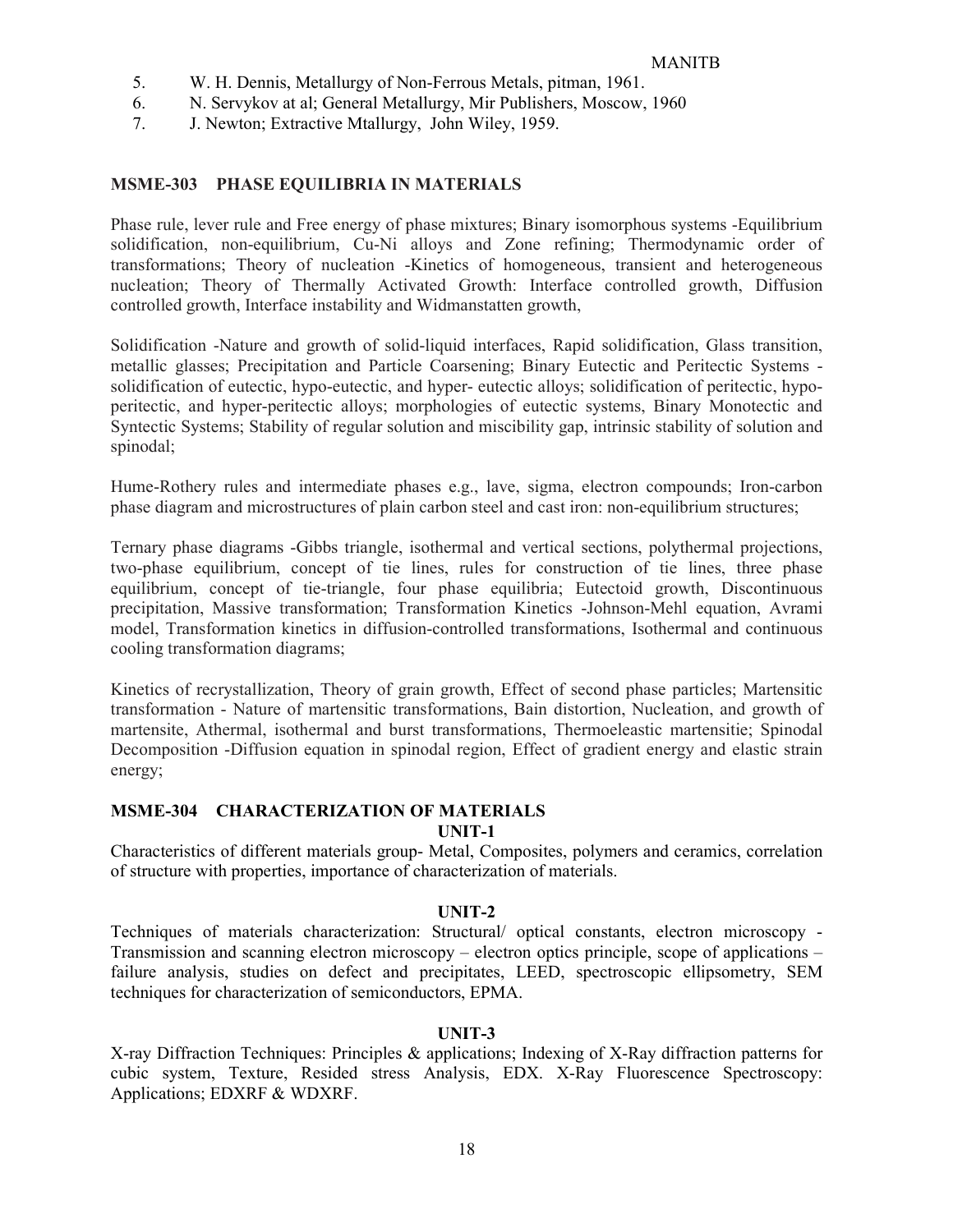5. W. H. Dennis, Metallurgy of Non-Ferrous Metals, pitman, 1961.
6. N. Servykov at al; General Metallurgy, Mir Publishers, Moscow, 1960
7. J. Newton; Extractive Mtallurgy, John Wiley, 1959.

### MSME-303 PHASE EQUILIBRIA IN MATERIALS

Phase rule, lever rule and Free energy of phase mixtures; Binary isomorphous systems -Equilibrium solidification, non-equilibrium, Cu-Ni alloys and Zone refining; Thermodynamic order of transformations; Theory of nucleation -Kinetics of homogeneous, transient and heterogeneous nucleation; Theory of Thermally Activated Growth: Interface controlled growth, Diffusion controlled growth, Interface instability and Widmanstatten growth,

Solidification -Nature and growth of solid-liquid interfaces, Rapid solidification, Glass transition, metallic glasses; Precipitation and Particle Coarsening; Binary Eutectic and Peritectic Systems - solidification of eutectic, hypo-eutectic, and hyper- eutectic alloys; solidification of peritectic, hypo-peritectic, and hyper-peritectic alloys; morphologies of eutectic systems, Binary Monotectic and Syntectic Systems; Stability of regular solution and miscibility gap, intrinsic stability of solution and spinodal;

Hume-Rothery rules and intermediate phases e.g., lave, sigma, electron compounds; Iron-carbon phase diagram and microstructures of plain carbon steel and cast iron: non-equilibrium structures;

Ternary phase diagrams -Gibbs triangle, isothermal and vertical sections, polythermal projections, two-phase equilibrium, concept of tie lines, rules for construction of tie lines, three phase equilibrium, concept of tie-triangle, four phase equilibria; Eutectoid growth, Discontinuous precipitation, Massive transformation; Transformation Kinetics -Johnson-Mehl equation, Avrami model, Transformation kinetics in diffusion-controlled transformations, Isothermal and continuous cooling transformation diagrams;

Kinetics of recrystallization, Theory of grain growth, Effect of second phase particles; Martensitic transformation - Nature of martensitic transformations, Bain distortion, Nucleation, and growth of martensite, Athermal, isothermal and burst transformations, Thermoeleastic martensitie; Spinodal Decomposition -Diffusion equation in spinodal region, Effect of gradient energy and elastic strain energy;

### MSME-304 CHARACTERIZATION OF MATERIALS

**UNIT-1**

Characteristics of different materials group- Metal, Composites, polymers and ceramics, correlation of structure with properties, importance of characterization of materials.

**UNIT-2**

Techniques of materials characterization: Structural/ optical constants, electron microscopy - Transmission and scanning electron microscopy – electron optics principle, scope of applications – failure analysis, studies on defect and precipitates, LEED, spectroscopic ellipsometry, SEM techniques for characterization of semiconductors, EPMA.

**UNIT-3**

X-ray Diffraction Techniques: Principles & applications; Indexing of X-Ray diffraction patterns for cubic system, Texture, Resided stress Analysis, EDX. X-Ray Fluorescence Spectroscopy: Applications; EDXRF & WDXRF.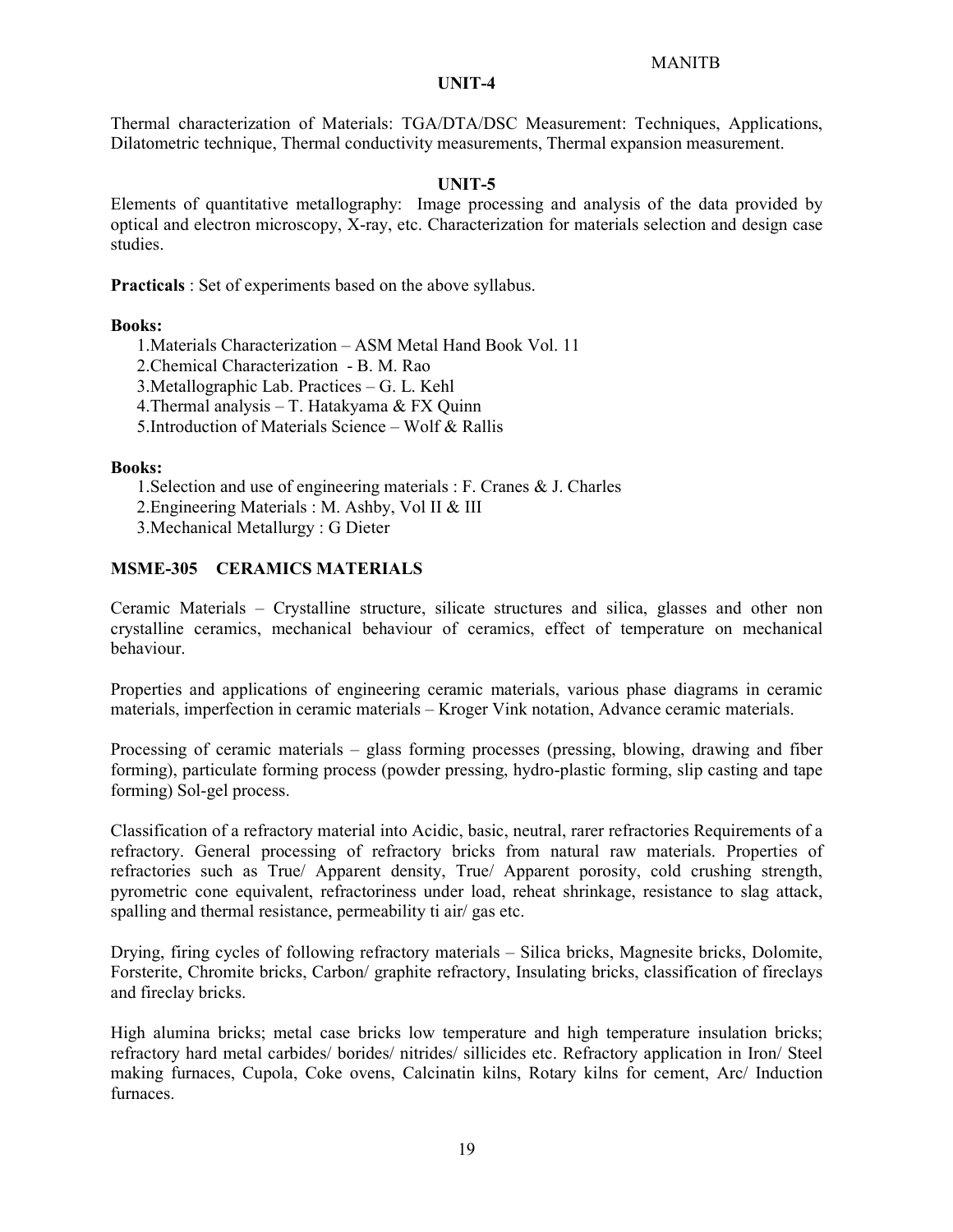### UNIT-4

Thermal characterization of Materials: TGA/DTA/DSC Measurement: Techniques, Applications, Dilatometric technique, Thermal conductivity measurements, Thermal expansion measurement.

### UNIT-5

Elements of quantitative metallography: Image processing and analysis of the data provided by optical and electron microscopy, X-ray, etc. Characterization for materials selection and design case studies.

**Practicals** : Set of experiments based on the above syllabus.

**Books:**

1. Materials Characterization – ASM Metal Hand Book Vol. 11
2. Chemical Characterization - B. M. Rao
3. Metallographic Lab. Practices – G. L. Kehl
4. Thermal analysis – T. Hatakyama & FX Quinn
5. Introduction of Materials Science – Wolf & Rallis

**Books:**

1. Selection and use of engineering materials : F. Cranes & J. Charles
2. Engineering Materials : M. Ashby, Vol II & III
3. Mechanical Metallurgy : G Dieter

## MSME-305 CERAMICS MATERIALS

Ceramic Materials – Crystalline structure, silicate structures and silica, glasses and other non crystalline ceramics, mechanical behaviour of ceramics, effect of temperature on mechanical behaviour.

Properties and applications of engineering ceramic materials, various phase diagrams in ceramic materials, imperfection in ceramic materials – Kroger Vink notation, Advance ceramic materials.

Processing of ceramic materials – glass forming processes (pressing, blowing, drawing and fiber forming), particulate forming process (powder pressing, hydro-plastic forming, slip casting and tape forming) Sol-gel process.

Classification of a refractory material into Acidic, basic, neutral, rarer refractories Requirements of a refractory. General processing of refractory bricks from natural raw materials. Properties of refractories such as True/ Apparent density, True/ Apparent porosity, cold crushing strength, pyrometric cone equivalent, refractoriness under load, reheat shrinkage, resistance to slag attack, spalling and thermal resistance, permeability ti air/ gas etc.

Drying, firing cycles of following refractory materials – Silica bricks, Magnesite bricks, Dolomite, Forsterite, Chromite bricks, Carbon/ graphite refractory, Insulating bricks, classification of fireclays and fireclay bricks.

High alumina bricks; metal case bricks low temperature and high temperature insulation bricks; refractory hard metal carbides/ borides/ nitrides/ sillicides etc. Refractory application in Iron/ Steel making furnaces, Cupola, Coke ovens, Calcinatin kilns, Rotary kilns for cement, Arc/ Induction furnaces.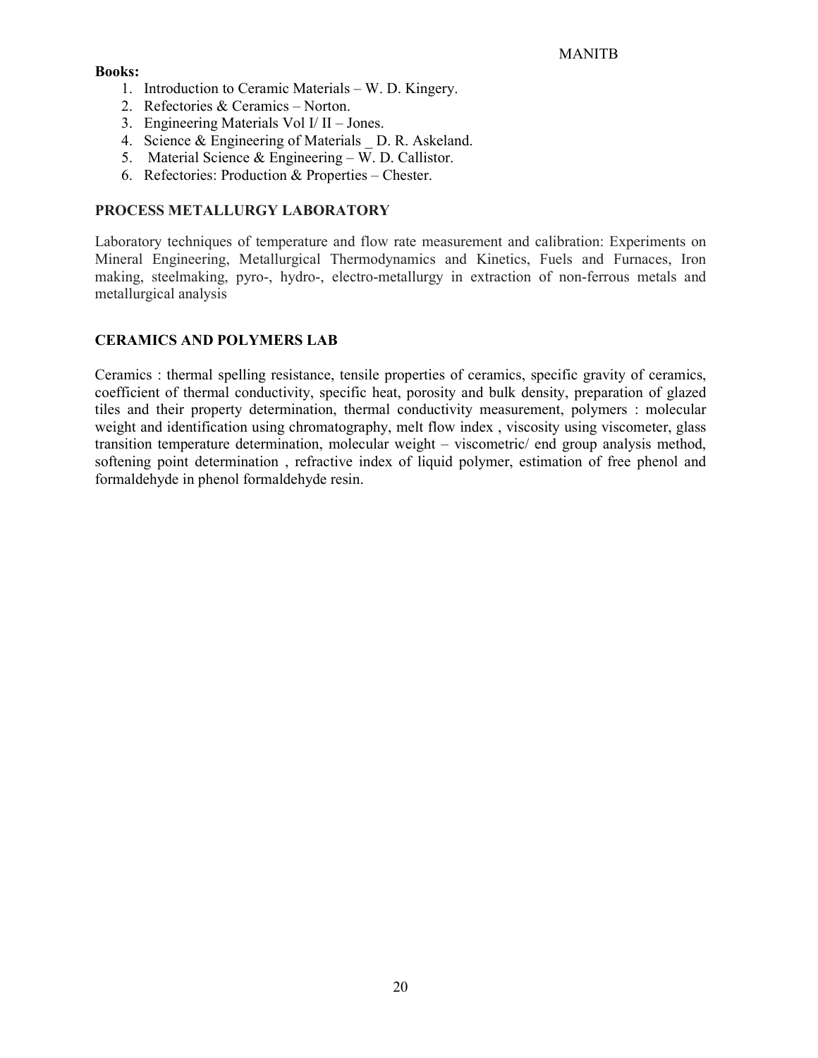**Books:**

1. Introduction to Ceramic Materials – W. D. Kingery.
2. Refectories & Ceramics – Norton.
3. Engineering Materials Vol I/ II – Jones.
4. Science & Engineering of Materials _ D. R. Askeland.
5. Material Science & Engineering – W. D. Callistor.
6. Refectories: Production & Properties – Chester.

**PROCESS METALLURGY LABORATORY**

Laboratory techniques of temperature and flow rate measurement and calibration: Experiments on Mineral Engineering, Metallurgical Thermodynamics and Kinetics, Fuels and Furnaces, Iron making, steelmaking, pyro-, hydro-, electro-metallurgy in extraction of non-ferrous metals and metallurgical analysis

**CERAMICS AND POLYMERS LAB**

Ceramics : thermal spelling resistance, tensile properties of ceramics, specific gravity of ceramics, coefficient of thermal conductivity, specific heat, porosity and bulk density, preparation of glazed tiles and their property determination, thermal conductivity measurement, polymers : molecular weight and identification using chromatography, melt flow index , viscosity using viscometer, glass transition temperature determination, molecular weight – viscometric/ end group analysis method, softening point determination , refractive index of liquid polymer, estimation of free phenol and formaldehyde in phenol formaldehyde resin.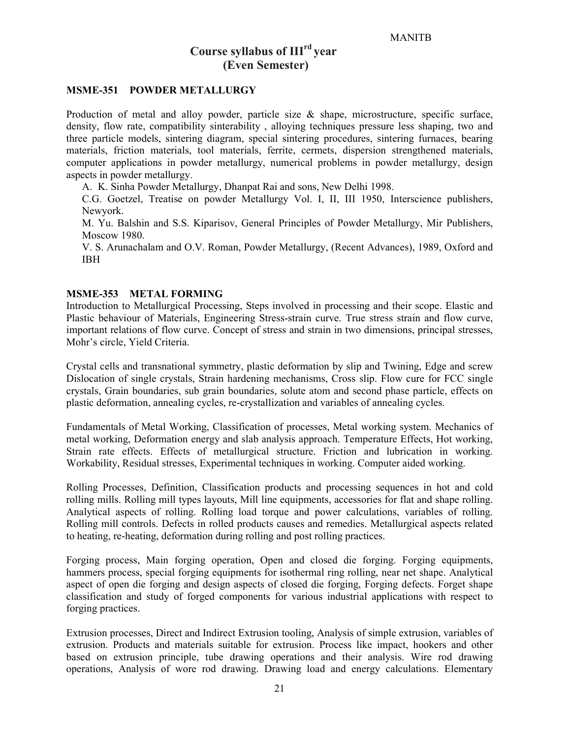# Course syllabus of III$^{rd}$ year (Even Semester)

### MSME-351 POWDER METALLURGY

Production of metal and alloy powder, particle size & shape, microstructure, specific surface, density, flow rate, compatibility sinterability , alloying techniques pressure less shaping, two and three particle models, sintering diagram, special sintering procedures, sintering furnaces, bearing materials, friction materials, tool materials, ferrite, cermets, dispersion strengthened materials, computer applications in powder metallurgy, numerical problems in powder metallurgy, design aspects in powder metallurgy.

A. K. Sinha Powder Metallurgy, Dhanpat Rai and sons, New Delhi 1998.

C.G. Goetzel, Treatise on powder Metallurgy Vol. I, II, III 1950, Interscience publishers, Newyork.

M. Yu. Balshin and S.S. Kiparisov, General Principles of Powder Metallurgy, Mir Publishers, Moscow 1980.

V. S. Arunachalam and O.V. Roman, Powder Metallurgy, (Recent Advances), 1989, Oxford and IBH

### MSME-353 METAL FORMING

Introduction to Metallurgical Processing, Steps involved in processing and their scope. Elastic and Plastic behaviour of Materials, Engineering Stress-strain curve. True stress strain and flow curve, important relations of flow curve. Concept of stress and strain in two dimensions, principal stresses, Mohr's circle, Yield Criteria.

Crystal cells and transnational symmetry, plastic deformation by slip and Twining, Edge and screw Dislocation of single crystals, Strain hardening mechanisms, Cross slip. Flow cure for FCC single crystals, Grain boundaries, sub grain boundaries, solute atom and second phase particle, effects on plastic deformation, annealing cycles, re-crystallization and variables of annealing cycles.

Fundamentals of Metal Working, Classification of processes, Metal working system. Mechanics of metal working, Deformation energy and slab analysis approach. Temperature Effects, Hot working, Strain rate effects. Effects of metallurgical structure. Friction and lubrication in working. Workability, Residual stresses, Experimental techniques in working. Computer aided working.

Rolling Processes, Definition, Classification products and processing sequences in hot and cold rolling mills. Rolling mill types layouts, Mill line equipments, accessories for flat and shape rolling. Analytical aspects of rolling. Rolling load torque and power calculations, variables of rolling. Rolling mill controls. Defects in rolled products causes and remedies. Metallurgical aspects related to heating, re-heating, deformation during rolling and post rolling practices.

Forging process, Main forging operation, Open and closed die forging. Forging equipments, hammers process, special forging equipments for isothermal ring rolling, near net shape. Analytical aspect of open die forging and design aspects of closed die forging, Forging defects. Forget shape classification and study of forged components for various industrial applications with respect to forging practices.

Extrusion processes, Direct and Indirect Extrusion tooling, Analysis of simple extrusion, variables of extrusion. Products and materials suitable for extrusion. Process like impact, hookers and other based on extrusion principle, tube drawing operations and their analysis. Wire rod drawing operations, Analysis of wore rod drawing. Drawing load and energy calculations. Elementary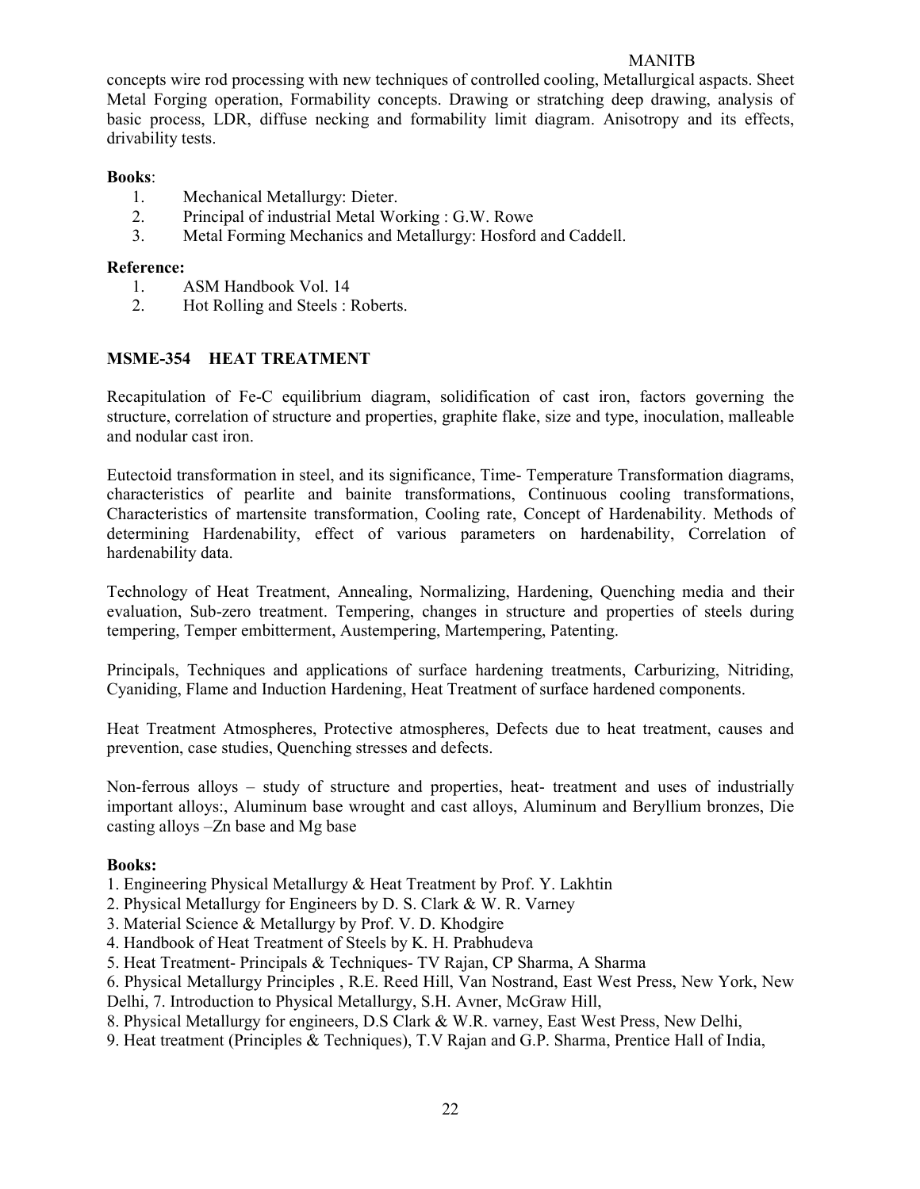concepts wire rod processing with new techniques of controlled cooling, Metallurgical aspacts. Sheet Metal Forging operation, Formability concepts. Drawing or stratching deep drawing, analysis of basic process, LDR, diffuse necking and formability limit diagram. Anisotropy and its effects, drivability tests.

**Books**:

1. Mechanical Metallurgy: Dieter.
2. Principal of industrial Metal Working : G.W. Rowe
3. Metal Forming Mechanics and Metallurgy: Hosford and Caddell.

**Reference:**

1. ASM Handbook Vol. 14
2. Hot Rolling and Steels : Roberts.

## MSME-354 HEAT TREATMENT

Recapitulation of Fe-C equilibrium diagram, solidification of cast iron, factors governing the structure, correlation of structure and properties, graphite flake, size and type, inoculation, malleable and nodular cast iron.

Eutectoid transformation in steel, and its significance, Time- Temperature Transformation diagrams, characteristics of pearlite and bainite transformations, Continuous cooling transformations, Characteristics of martensite transformation, Cooling rate, Concept of Hardenability. Methods of determining Hardenability, effect of various parameters on hardenability, Correlation of hardenability data.

Technology of Heat Treatment, Annealing, Normalizing, Hardening, Quenching media and their evaluation, Sub-zero treatment. Tempering, changes in structure and properties of steels during tempering, Temper embitterment, Austempering, Martempering, Patenting.

Principals, Techniques and applications of surface hardening treatments, Carburizing, Nitriding, Cyaniding, Flame and Induction Hardening, Heat Treatment of surface hardened components.

Heat Treatment Atmospheres, Protective atmospheres, Defects due to heat treatment, causes and prevention, case studies, Quenching stresses and defects.

Non-ferrous alloys – study of structure and properties, heat- treatment and uses of industrially important alloys:, Aluminum base wrought and cast alloys, Aluminum and Beryllium bronzes, Die casting alloys –Zn base and Mg base

**Books:**

1. Engineering Physical Metallurgy & Heat Treatment by Prof. Y. Lakhtin
2. Physical Metallurgy for Engineers by D. S. Clark & W. R. Varney
3. Material Science & Metallurgy by Prof. V. D. Khodgire
4. Handbook of Heat Treatment of Steels by K. H. Prabhudeva
5. Heat Treatment- Principals & Techniques- TV Rajan, CP Sharma, A Sharma
6. Physical Metallurgy Principles , R.E. Reed Hill, Van Nostrand, East West Press, New York, New Delhi, 7. Introduction to Physical Metallurgy, S.H. Avner, McGraw Hill,
8. Physical Metallurgy for engineers, D.S Clark & W.R. varney, East West Press, New Delhi,
9. Heat treatment (Principles & Techniques), T.V Rajan and G.P. Sharma, Prentice Hall of India,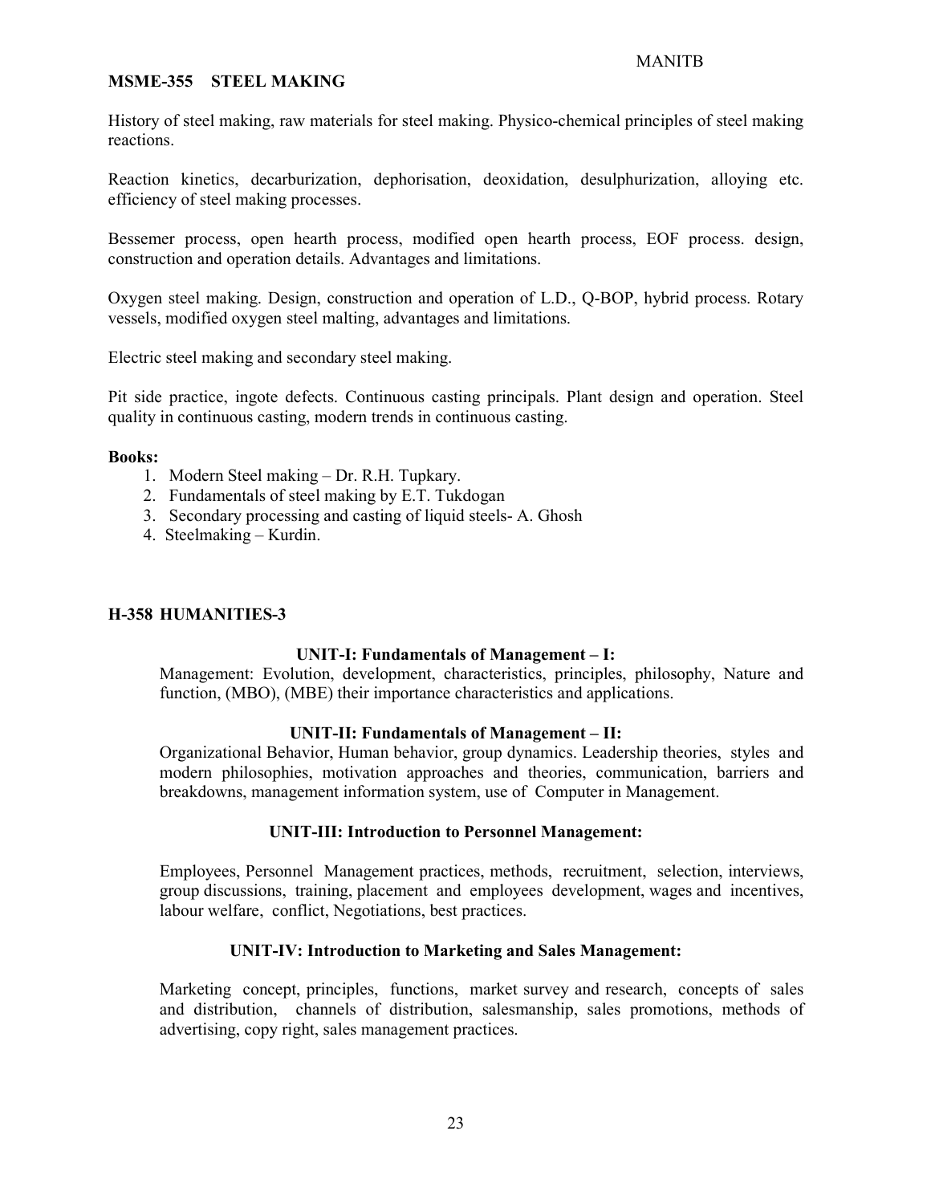### MSME-355 STEEL MAKING

History of steel making, raw materials for steel making. Physico-chemical principles of steel making reactions.

Reaction kinetics, decarburization, dephorisation, deoxidation, desulphurization, alloying etc. efficiency of steel making processes.

Bessemer process, open hearth process, modified open hearth process, EOF process. design, construction and operation details. Advantages and limitations.

Oxygen steel making. Design, construction and operation of L.D., Q-BOP, hybrid process. Rotary vessels, modified oxygen steel malting, advantages and limitations.

Electric steel making and secondary steel making.

Pit side practice, ingote defects. Continuous casting principals. Plant design and operation. Steel quality in continuous casting, modern trends in continuous casting.

**Books:**

1. Modern Steel making – Dr. R.H. Tupkary.
2. Fundamentals of steel making by E.T. Tukdogan
3. Secondary processing and casting of liquid steels- A. Ghosh
4. Steelmaking – Kurdin.

### H-358 HUMANITIES-3

**UNIT-I: Fundamentals of Management – I:**

Management: Evolution, development, characteristics, principles, philosophy, Nature and function, (MBO), (MBE) their importance characteristics and applications.

**UNIT-II: Fundamentals of Management – II:**

Organizational Behavior, Human behavior, group dynamics. Leadership theories, styles and modern philosophies, motivation approaches and theories, communication, barriers and breakdowns, management information system, use of Computer in Management.

**UNIT-III: Introduction to Personnel Management:**

Employees, Personnel Management practices, methods, recruitment, selection, interviews, group discussions, training, placement and employees development, wages and incentives, labour welfare, conflict, Negotiations, best practices.

**UNIT-IV: Introduction to Marketing and Sales Management:**

Marketing concept, principles, functions, market survey and research, concepts of sales and distribution, channels of distribution, salesmanship, sales promotions, methods of advertising, copy right, sales management practices.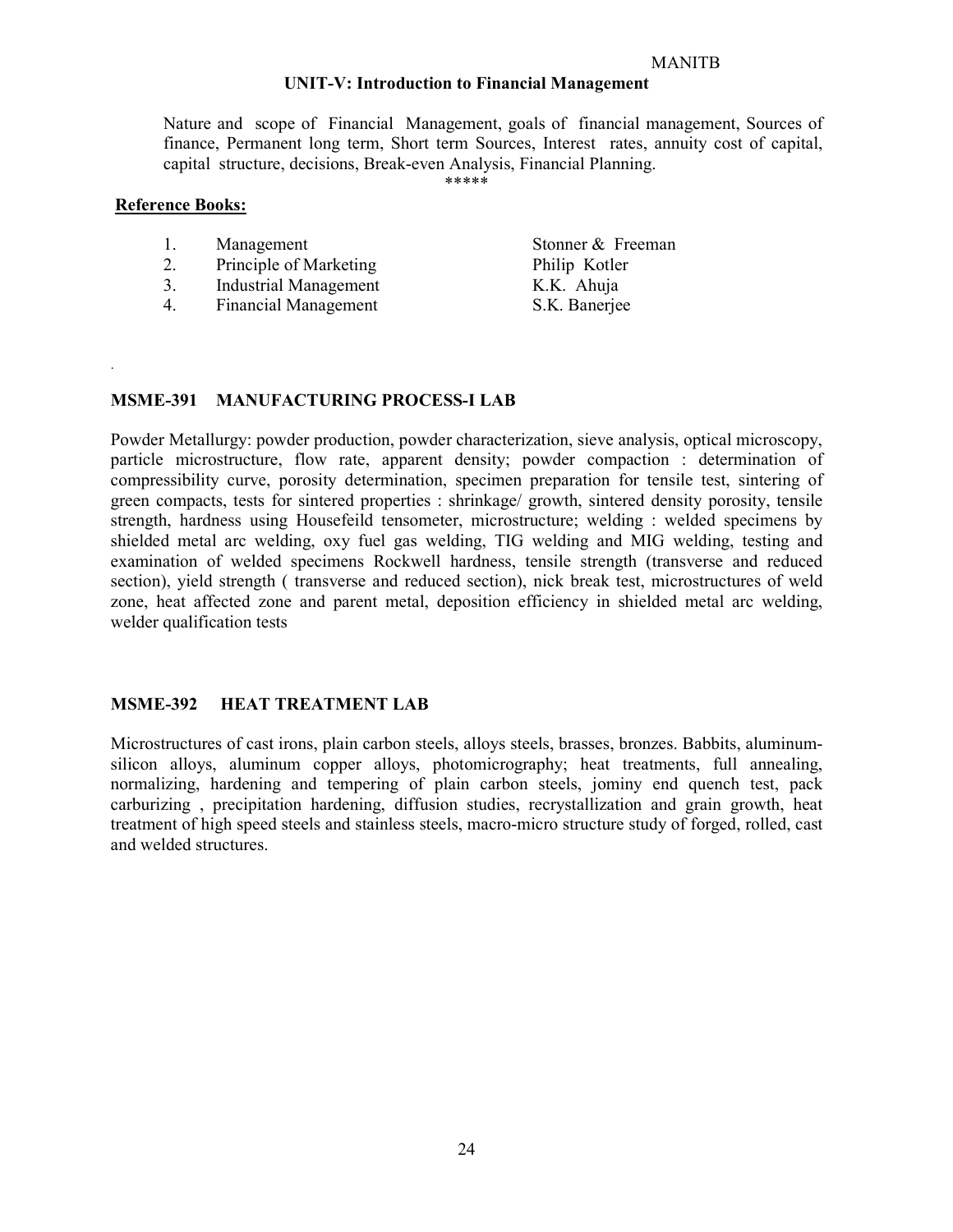### UNIT-V: Introduction to Financial Management

Nature and scope of Financial Management, goals of financial management, Sources of finance, Permanent long term, Short term Sources, Interest rates, annuity cost of capital, capital structure, decisions, Break-even Analysis, Financial Planning.

*****

**Reference Books:**

| | | |
|---|---|---|
| 1. | Management | Stonner & Freeman |
| 2. | Principle of Marketing | Philip Kotler |
| 3. | Industrial Management | K.K. Ahuja |
| 4. | Financial Management | S.K. Banerjee |

## MSME-391 MANUFACTURING PROCESS-I LAB

Powder Metallurgy: powder production, powder characterization, sieve analysis, optical microscopy, particle microstructure, flow rate, apparent density; powder compaction : determination of compressibility curve, porosity determination, specimen preparation for tensile test, sintering of green compacts, tests for sintered properties : shrinkage/ growth, sintered density porosity, tensile strength, hardness using Housefeild tensometer, microstructure; welding : welded specimens by shielded metal arc welding, oxy fuel gas welding, TIG welding and MIG welding, testing and examination of welded specimens Rockwell hardness, tensile strength (transverse and reduced section), yield strength ( transverse and reduced section), nick break test, microstructures of weld zone, heat affected zone and parent metal, deposition efficiency in shielded metal arc welding, welder qualification tests

## MSME-392 HEAT TREATMENT LAB

Microstructures of cast irons, plain carbon steels, alloys steels, brasses, bronzes. Babbits, aluminum-silicon alloys, aluminum copper alloys, photomicrography; heat treatments, full annealing, normalizing, hardening and tempering of plain carbon steels, jominy end quench test, pack carburizing , precipitation hardening, diffusion studies, recrystallization and grain growth, heat treatment of high speed steels and stainless steels, macro-micro structure study of forged, rolled, cast and welded structures.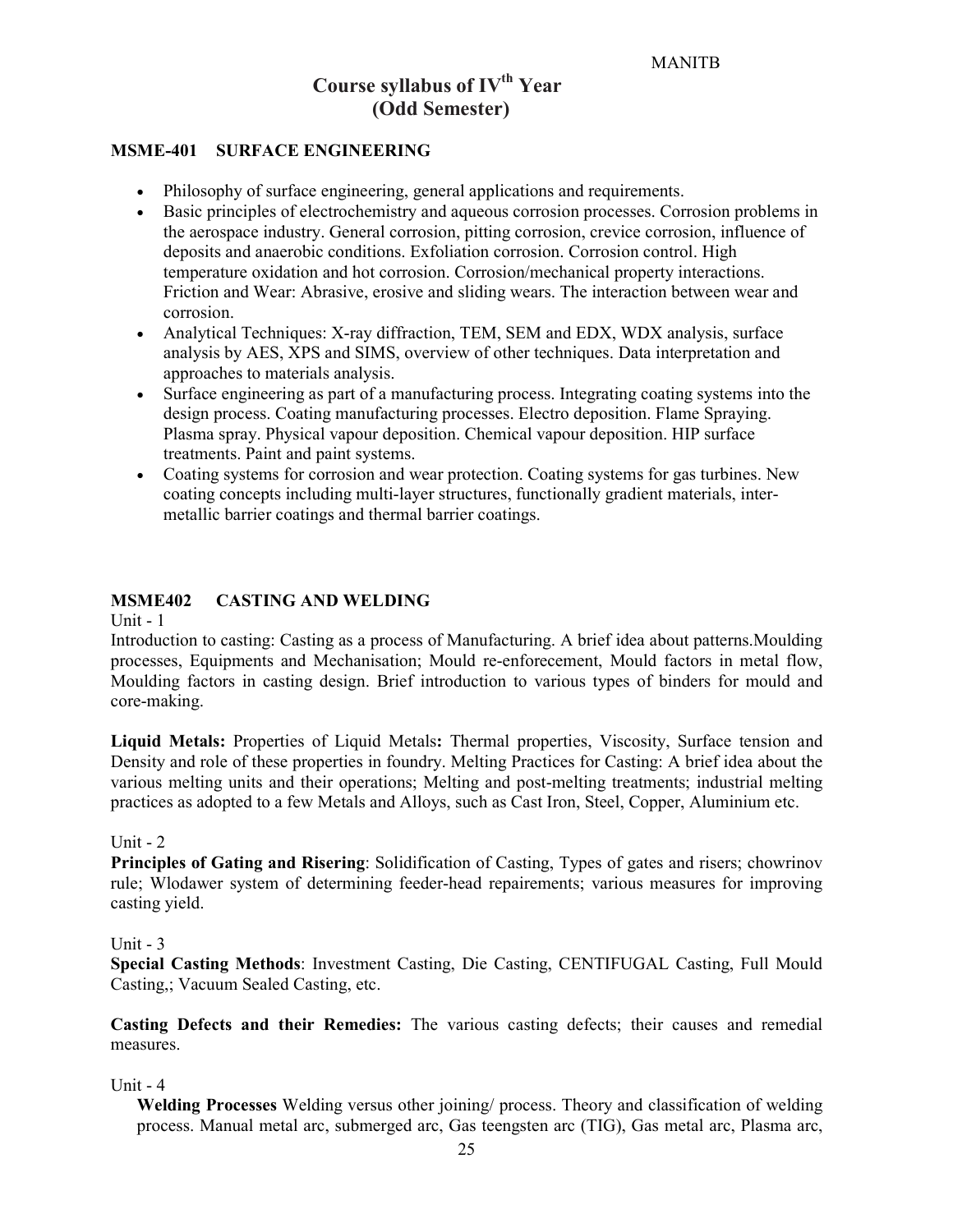# Course syllabus of IV$^{th}$ Year (Odd Semester)

## MSME-401 SURFACE ENGINEERING

- Philosophy of surface engineering, general applications and requirements.
- Basic principles of electrochemistry and aqueous corrosion processes. Corrosion problems in the aerospace industry. General corrosion, pitting corrosion, crevice corrosion, influence of deposits and anaerobic conditions. Exfoliation corrosion. Corrosion control. High temperature oxidation and hot corrosion. Corrosion/mechanical property interactions. Friction and Wear: Abrasive, erosive and sliding wears. The interaction between wear and corrosion.
- Analytical Techniques: X-ray diffraction, TEM, SEM and EDX, WDX analysis, surface analysis by AES, XPS and SIMS, overview of other techniques. Data interpretation and approaches to materials analysis.
- Surface engineering as part of a manufacturing process. Integrating coating systems into the design process. Coating manufacturing processes. Electro deposition. Flame Spraying. Plasma spray. Physical vapour deposition. Chemical vapour deposition. HIP surface treatments. Paint and paint systems.
- Coating systems for corrosion and wear protection. Coating systems for gas turbines. New coating concepts including multi-layer structures, functionally gradient materials, inter-metallic barrier coatings and thermal barrier coatings.

## MSME402 CASTING AND WELDING

Unit - 1

Introduction to casting: Casting as a process of Manufacturing. A brief idea about patterns.Moulding processes, Equipments and Mechanisation; Mould re-enforecement, Mould factors in metal flow, Moulding factors in casting design. Brief introduction to various types of binders for mould and core-making.

**Liquid Metals:** Properties of Liquid Metals**:** Thermal properties, Viscosity, Surface tension and Density and role of these properties in foundry. Melting Practices for Casting: A brief idea about the various melting units and their operations; Melting and post-melting treatments; industrial melting practices as adopted to a few Metals and Alloys, such as Cast Iron, Steel, Copper, Aluminium etc.

Unit - 2

**Principles of Gating and Risering**: Solidification of Casting, Types of gates and risers; chowrinov rule; Wlodawer system of determining feeder-head repairements; various measures for improving casting yield.

Unit - 3

**Special Casting Methods**: Investment Casting, Die Casting, CENTIFUGAL Casting, Full Mould Casting,; Vacuum Sealed Casting, etc.

**Casting Defects and their Remedies:** The various casting defects; their causes and remedial measures.

Unit - 4

**Welding Processes** Welding versus other joining/ process. Theory and classification of welding process. Manual metal arc, submerged arc, Gas teengsten arc (TIG), Gas metal arc, Plasma arc,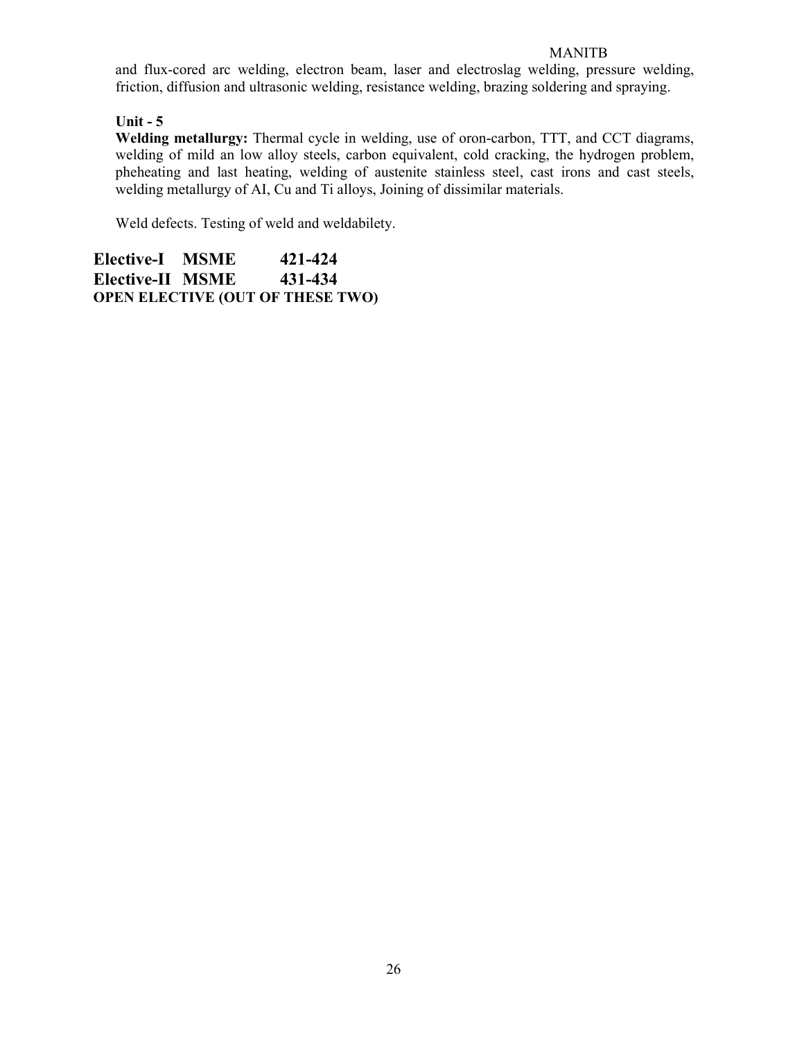and flux-cored arc welding, electron beam, laser and electroslag welding, pressure welding, friction, diffusion and ultrasonic welding, resistance welding, brazing soldering and spraying.

**Unit - 5**

**Welding metallurgy:** Thermal cycle in welding, use of oron-carbon, TTT, and CCT diagrams, welding of mild an low alloy steels, carbon equivalent, cold cracking, the hydrogen problem, pheheating and last heating, welding of austenite stainless steel, cast irons and cast steels, welding metallurgy of AI, Cu and Ti alloys, Joining of dissimilar materials.

Weld defects. Testing of weld and weldabilety.

## Elective-I MSME 421-424

## Elective-II MSME 431-434

**OPEN ELECTIVE (OUT OF THESE TWO)**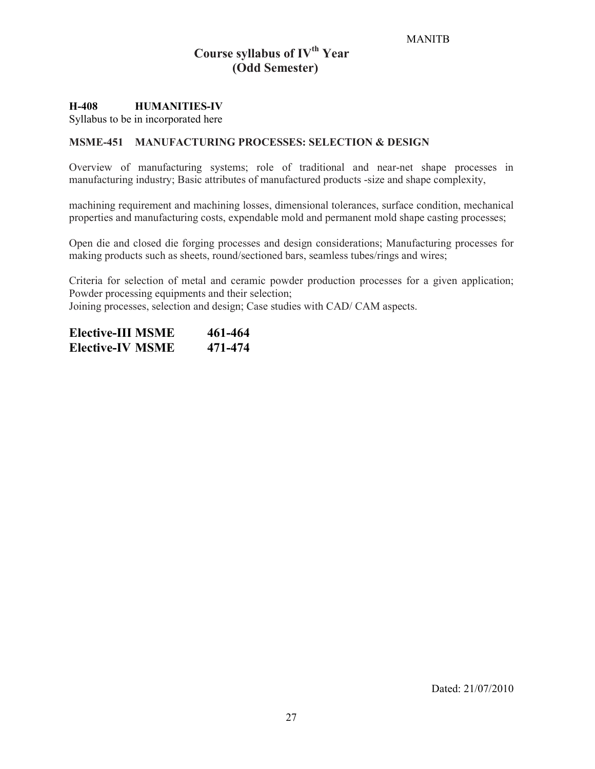# Course syllabus of IV$^{th}$ Year (Odd Semester)

**H-408 HUMANITIES-IV**

Syllabus to be in incorporated here

**MSME-451 MANUFACTURING PROCESSES: SELECTION & DESIGN**

Overview of manufacturing systems; role of traditional and near-net shape processes in manufacturing industry; Basic attributes of manufactured products -size and shape complexity,

machining requirement and machining losses, dimensional tolerances, surface condition, mechanical properties and manufacturing costs, expendable mold and permanent mold shape casting processes;

Open die and closed die forging processes and design considerations; Manufacturing processes for making products such as sheets, round/sectioned bars, seamless tubes/rings and wires;

Criteria for selection of metal and ceramic powder production processes for a given application; Powder processing equipments and their selection;
Joining processes, selection and design; Case studies with CAD/ CAM aspects.

## Elective-III MSME 461-464
## Elective-IV MSME 471-474

Dated: 21/07/2010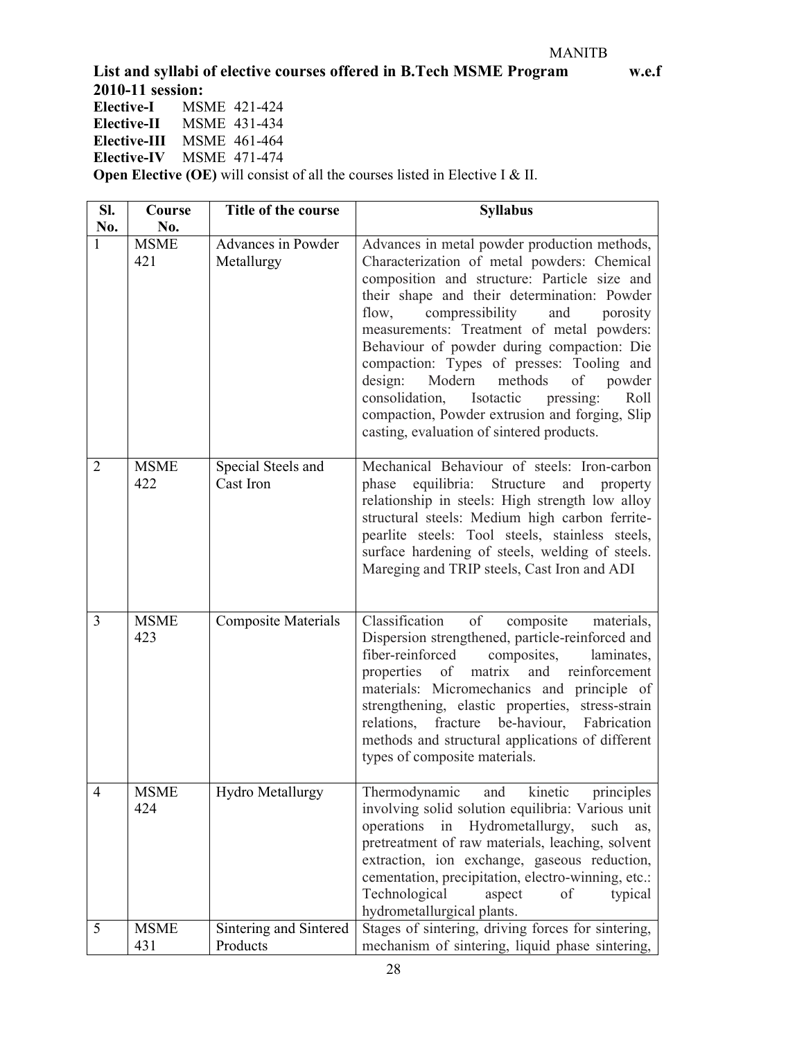**List and syllabi of elective courses offered in B.Tech MSME Program w.e.f 2010-11 session:**

**Elective-I** MSME 421-424
**Elective-II** MSME 431-434
**Elective-III** MSME 461-464
**Elective-IV** MSME 471-474
**Open Elective (OE)** will consist of all the courses listed in Elective I & II.

| Sl. No. | Course No. | Title of the course | Syllabus |
|---|---|---|---|
| 1 | MSME 421 | Advances in Powder Metallurgy | Advances in metal powder production methods, Characterization of metal powders: Chemical composition and structure: Particle size and their shape and their determination: Powder flow, compressibility and porosity measurements: Treatment of metal powders: Behaviour of powder during compaction: Die compaction: Types of presses: Tooling and design: Modern methods of powder consolidation, Isotactic pressing: Roll compaction, Powder extrusion and forging, Slip casting, evaluation of sintered products. |
| 2 | MSME 422 | Special Steels and Cast Iron | Mechanical Behaviour of steels: Iron-carbon phase equilibria: Structure and property relationship in steels: High strength low alloy structural steels: Medium high carbon ferrite-pearlite steels: Tool steels, stainless steels, surface hardening of steels, welding of steels. Mareging and TRIP steels, Cast Iron and ADI |
| 3 | MSME 423 | Composite Materials | Classification of composite materials, Dispersion strengthened, particle-reinforced and fiber-reinforced composites, laminates, properties of matrix and reinforcement materials: Micromechanics and principle of strengthening, elastic properties, stress-strain relations, fracture be-haviour, Fabrication methods and structural applications of different types of composite materials. |
| 4 | MSME 424 | Hydro Metallurgy | Thermodynamic and kinetic principles involving solid solution equilibria: Various unit operations in Hydrometallurgy, such as, pretreatment of raw materials, leaching, solvent extraction, ion exchange, gaseous reduction, cementation, precipitation, electro-winning, etc.: Technological aspect of typical hydrometallurgical plants. |
| 5 | MSME 431 | Sintering and Sintered Products | Stages of sintering, driving forces for sintering, mechanism of sintering, liquid phase sintering, |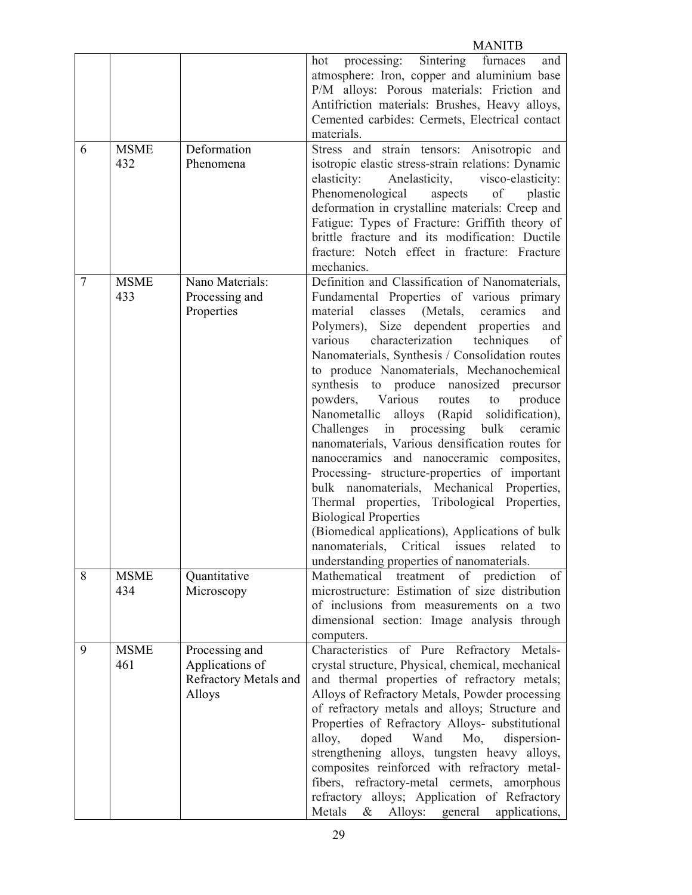| | | | |
|---|---|---|---|
| | | | hot processing: Sintering furnaces and atmosphere: Iron, copper and aluminium base P/M alloys: Porous materials: Friction and Antifriction materials: Brushes, Heavy alloys, Cemented carbides: Cermets, Electrical contact materials. |
| 6 | MSME 432 | Deformation Phenomena | Stress and strain tensors: Anisotropic and isotropic elastic stress-strain relations: Dynamic elasticity: Anelasticity, visco-elasticity: Phenomenological aspects of plastic deformation in crystalline materials: Creep and Fatigue: Types of Fracture: Griffith theory of brittle fracture and its modification: Ductile fracture: Notch effect in fracture: Fracture mechanics. |
| 7 | MSME 433 | Nano Materials: Processing and Properties | Definition and Classification of Nanomaterials, Fundamental Properties of various primary material classes (Metals, ceramics and Polymers), Size dependent properties and various characterization techniques of Nanomaterials, Synthesis / Consolidation routes to produce Nanomaterials, Mechanochemical synthesis to produce nanosized precursor powders, Various routes to produce Nanometallic alloys (Rapid solidification), Challenges in processing bulk ceramic nanomaterials, Various densification routes for nanoceramics and nanoceramic composites, Processing- structure-properties of important bulk nanomaterials, Mechanical Properties, Thermal properties, Tribological Properties, Biological Properties (Biomedical applications), Applications of bulk nanomaterials, Critical issues related to understanding properties of nanomaterials. |
| 8 | MSME 434 | Quantitative Microscopy | Mathematical treatment of prediction of microstructure: Estimation of size distribution of inclusions from measurements on a two dimensional section: Image analysis through computers. |
| 9 | MSME 461 | Processing and Applications of Refractory Metals and Alloys | Characteristics of Pure Refractory Metals- crystal structure, Physical, chemical, mechanical and thermal properties of refractory metals; Alloys of Refractory Metals, Powder processing of refractory metals and alloys; Structure and Properties of Refractory Alloys- substitutional alloy, doped Wand Mo, dispersion-strengthening alloys, tungsten heavy alloys, composites reinforced with refractory metal-fibers, refractory-metal cermets, amorphous refractory alloys; Application of Refractory Metals & Alloys: general applications, |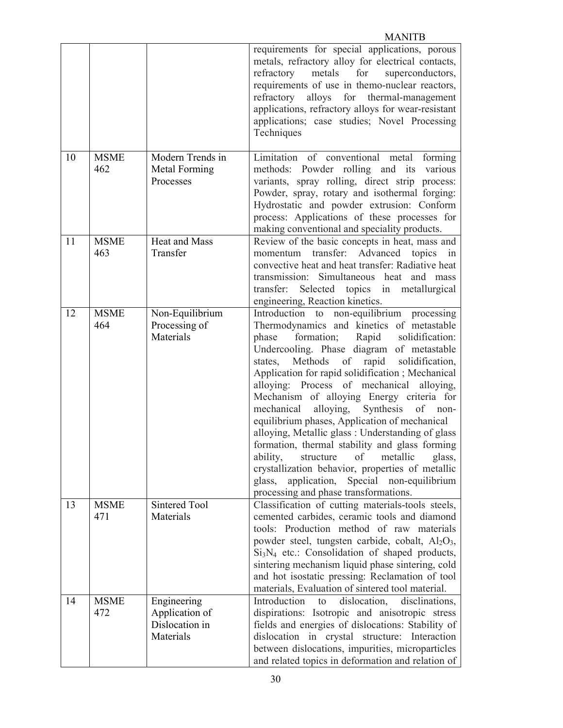| | | | requirements for special applications, porous metals, refractory alloy for electrical contacts, refractory metals for superconductors, requirements of use in themo-nuclear reactors, refractory alloys for thermal-management applications, refractory alloys for wear-resistant applications; case studies; Novel Processing Techniques |
|---|---|---|---|
| 10 | MSME 462 | Modern Trends in Metal Forming Processes | Limitation of conventional metal forming methods: Powder rolling and its various variants, spray rolling, direct strip process: Powder, spray, rotary and isothermal forging: Hydrostatic and powder extrusion: Conform process: Applications of these processes for making conventional and speciality products. |
| 11 | MSME 463 | Heat and Mass Transfer | Review of the basic concepts in heat, mass and momentum transfer: Advanced topics in convective heat and heat transfer: Radiative heat transmission: Simultaneous heat and mass transfer: Selected topics in metallurgical engineering, Reaction kinetics. |
| 12 | MSME 464 | Non-Equilibrium Processing of Materials | Introduction to non-equilibrium processing Thermodynamics and kinetics of metastable phase formation; Rapid solidification: Undercooling. Phase diagram of metastable states, Methods of rapid solidification, Application for rapid solidification ; Mechanical alloying: Process of mechanical alloying, Mechanism of alloying Energy criteria for mechanical alloying, Synthesis of non-equilibrium phases, Application of mechanical alloying, Metallic glass : Understanding of glass formation, thermal stability and glass forming ability, structure of metallic glass, crystallization behavior, properties of metallic glass, application, Special non-equilibrium processing and phase transformations. |
| 13 | MSME 471 | Sintered Tool Materials | Classification of cutting materials-tools steels, cemented carbides, ceramic tools and diamond tools: Production method of raw materials powder steel, tungsten carbide, cobalt, $Al_2O_3$, $Si_3N_4$ etc.: Consolidation of shaped products, sintering mechanism liquid phase sintering, cold and hot isostatic pressing: Reclamation of tool materials, Evaluation of sintered tool material. |
| 14 | MSME 472 | Engineering Application of Dislocation in Materials | Introduction to dislocation, disclinations, dispirations: Isotropic and anisotropic stress fields and energies of dislocations: Stability of dislocation in crystal structure: Interaction between dislocations, impurities, microparticles and related topics in deformation and relation of |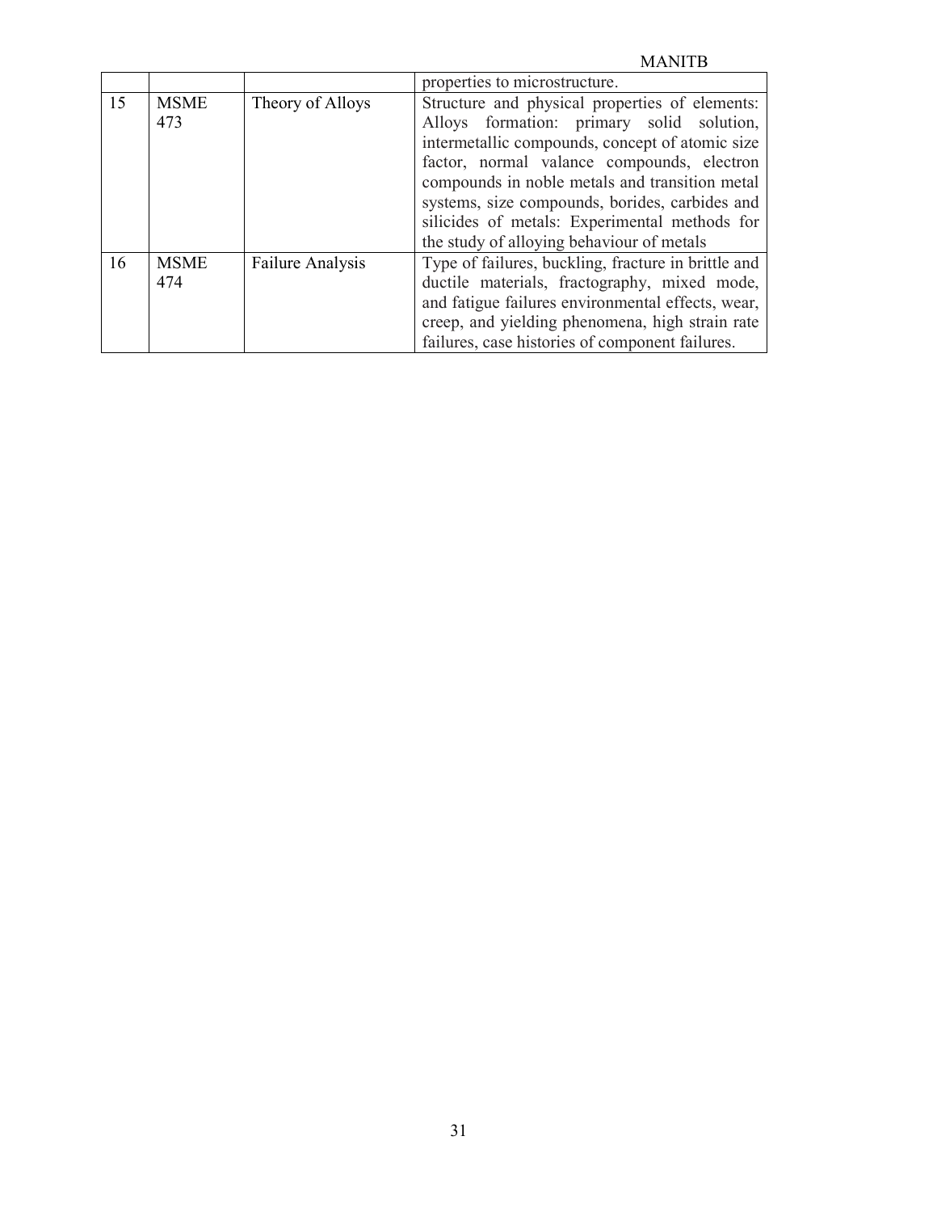| | | | |
|---|---|---|---|
| | | | properties to microstructure. |
| 15 | MSME 473 | Theory of Alloys | Structure and physical properties of elements: Alloys formation: primary solid solution, intermetallic compounds, concept of atomic size factor, normal valance compounds, electron compounds in noble metals and transition metal systems, size compounds, borides, carbides and silicides of metals: Experimental methods for the study of alloying behaviour of metals |
| 16 | MSME 474 | Failure Analysis | Type of failures, buckling, fracture in brittle and ductile materials, fractography, mixed mode, and fatigue failures environmental effects, wear, creep, and yielding phenomena, high strain rate failures, case histories of component failures. |